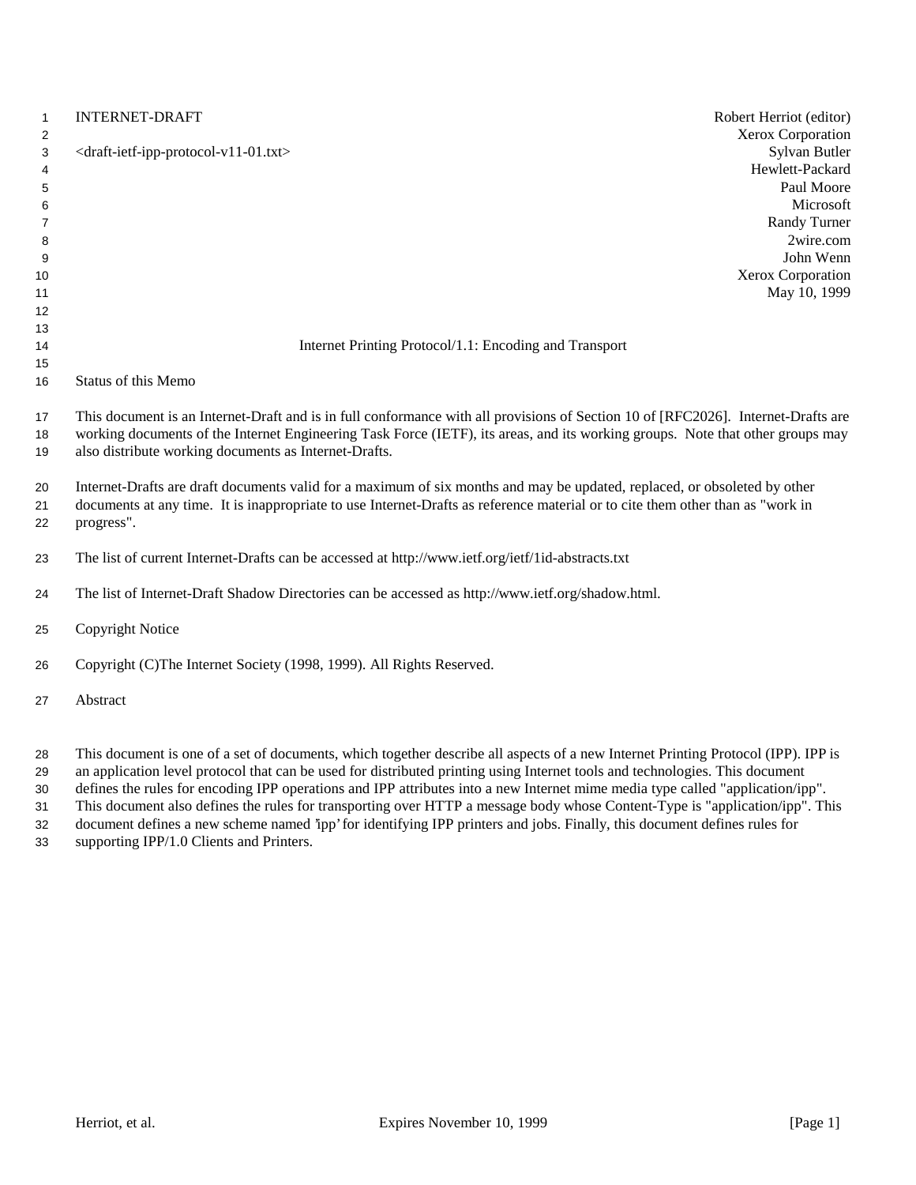INTERNET-DRAFT

<draft-ietf-ipp-protocol-v11-01.txt>

Robert Herriot (editor)
Xerox Corporation
Sylvan Butler
Hewlett-Packard
Paul Moore
Microsoft
Randy Turner
2wire.com
John Wenn
Xerox Corporation
May 10, 1999

# Internet Printing Protocol/1.1: Encoding and Transport

## Status of this Memo

This document is an Internet-Draft and is in full conformance with all provisions of Section 10 of [RFC2026]. Internet-Drafts are working documents of the Internet Engineering Task Force (IETF), its areas, and its working groups. Note that other groups may also distribute working documents as Internet-Drafts.

Internet-Drafts are draft documents valid for a maximum of six months and may be updated, replaced, or obsoleted by other documents at any time. It is inappropriate to use Internet-Drafts as reference material or to cite them other than as "work in progress".

The list of current Internet-Drafts can be accessed at http://www.ietf.org/ietf/1id-abstracts.txt

The list of Internet-Draft Shadow Directories can be accessed as http://www.ietf.org/shadow.html.

## Copyright Notice

Copyright (C)The Internet Society (1998, 1999). All Rights Reserved.

## Abstract

This document is one of a set of documents, which together describe all aspects of a new Internet Printing Protocol (IPP). IPP is an application level protocol that can be used for distributed printing using Internet tools and technologies. This document defines the rules for encoding IPP operations and IPP attributes into a new Internet mime media type called "application/ipp". This document also defines the rules for transporting over HTTP a message body whose Content-Type is "application/ipp". This document defines a new scheme named 'ipp' for identifying IPP printers and jobs. Finally, this document defines rules for supporting IPP/1.0 Clients and Printers.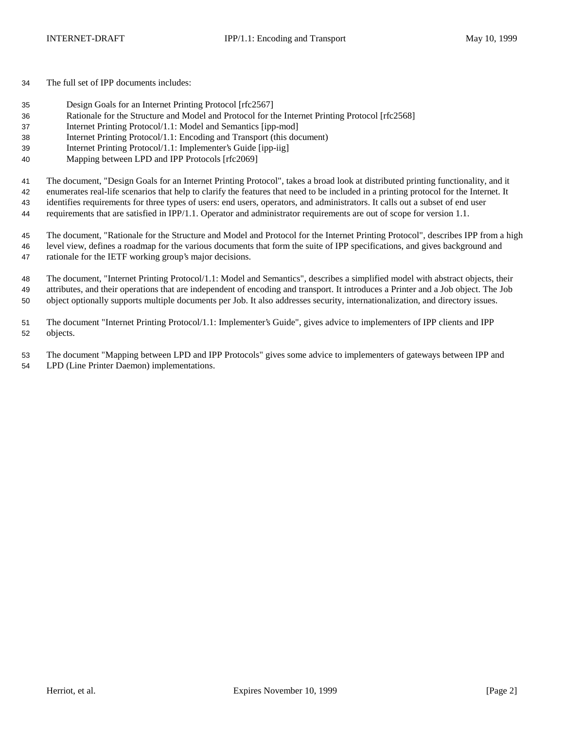The full set of IPP documents includes:

- Design Goals for an Internet Printing Protocol [rfc2567]
- Rationale for the Structure and Model and Protocol for the Internet Printing Protocol [rfc2568]
- Internet Printing Protocol/1.1: Model and Semantics [ipp-mod]
- Internet Printing Protocol/1.1: Encoding and Transport (this document)
- Internet Printing Protocol/1.1: Implementer's Guide [ipp-iig]
- Mapping between LPD and IPP Protocols [rfc2069]

The document, "Design Goals for an Internet Printing Protocol", takes a broad look at distributed printing functionality, and it enumerates real-life scenarios that help to clarify the features that need to be included in a printing protocol for the Internet. It identifies requirements for three types of users: end users, operators, and administrators. It calls out a subset of end user requirements that are satisfied in IPP/1.1. Operator and administrator requirements are out of scope for version 1.1.

The document, "Rationale for the Structure and Model and Protocol for the Internet Printing Protocol", describes IPP from a high level view, defines a roadmap for the various documents that form the suite of IPP specifications, and gives background and rationale for the IETF working group's major decisions.

The document, "Internet Printing Protocol/1.1: Model and Semantics", describes a simplified model with abstract objects, their attributes, and their operations that are independent of encoding and transport. It introduces a Printer and a Job object. The Job object optionally supports multiple documents per Job. It also addresses security, internationalization, and directory issues.

The document "Internet Printing Protocol/1.1: Implementer's Guide", gives advice to implementers of IPP clients and IPP objects.

The document "Mapping between LPD and IPP Protocols" gives some advice to implementers of gateways between IPP and LPD (Line Printer Daemon) implementations.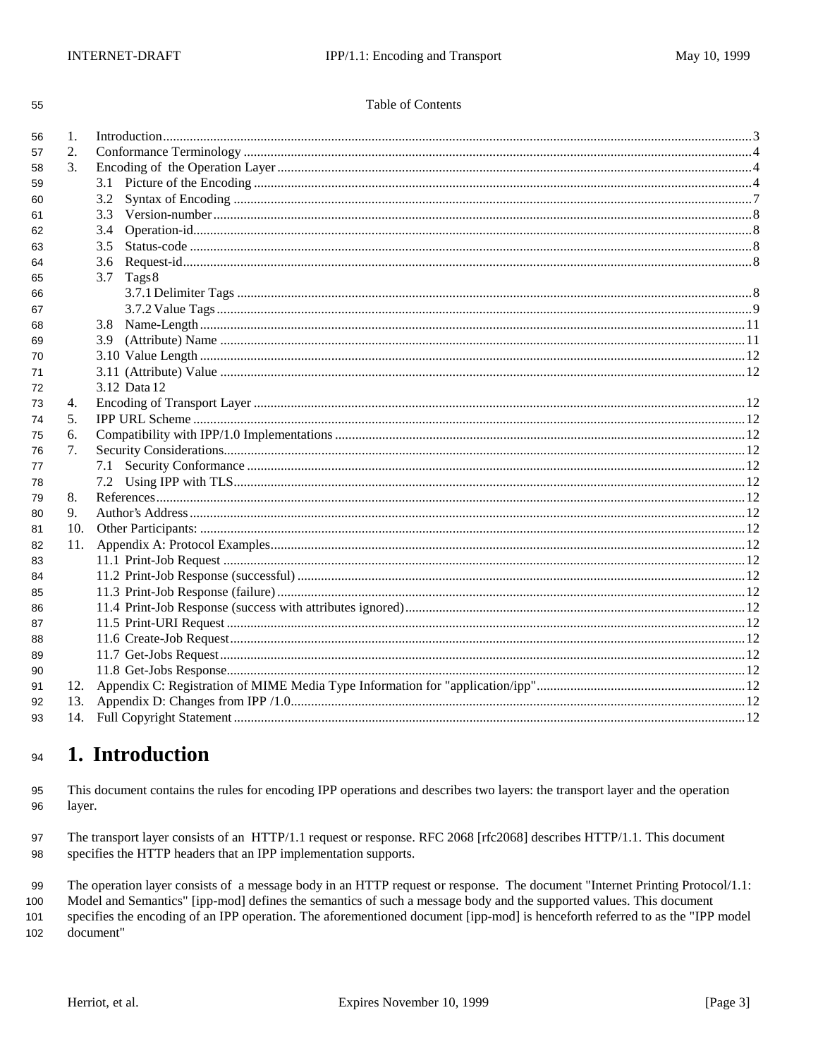Table of Contents

1. Introduction ... 3
2. Conformance Terminology ... 4
3. Encoding of the Operation Layer ... 4
   - 3.1 Picture of the Encoding ... 4
   - 3.2 Syntax of Encoding ... 7
   - 3.3 Version-number ... 8
   - 3.4 Operation-id ... 8
   - 3.5 Status-code ... 8
   - 3.6 Request-id ... 8
   - 3.7 Tags 8
     - 3.7.1 Delimiter Tags ... 8
     - 3.7.2 Value Tags ... 9
   - 3.8 Name-Length ... 11
   - 3.9 (Attribute) Name ... 11
   - 3.10 Value Length ... 12
   - 3.11 (Attribute) Value ... 12
   - 3.12 Data 12
4. Encoding of Transport Layer ... 12
5. IPP URL Scheme ... 12
6. Compatibility with IPP/1.0 Implementations ... 12
7. Security Considerations ... 12
   - 7.1 Security Conformance ... 12
   - 7.2 Using IPP with TLS ... 12
8. References ... 12
9. Author's Address ... 12
10. Other Participants: ... 12
11. Appendix A: Protocol Examples ... 12
    - 11.1 Print-Job Request ... 12
    - 11.2 Print-Job Response (successful) ... 12
    - 11.3 Print-Job Response (failure) ... 12
    - 11.4 Print-Job Response (success with attributes ignored) ... 12
    - 11.5 Print-URI Request ... 12
    - 11.6 Create-Job Request ... 12
    - 11.7 Get-Jobs Request ... 12
    - 11.8 Get-Jobs Response ... 12
12. Appendix C: Registration of MIME Media Type Information for "application/ipp" ... 12
13. Appendix D: Changes from IPP /1.0 ... 12
14. Full Copyright Statement ... 12

# 1. Introduction

This document contains the rules for encoding IPP operations and describes two layers: the transport layer and the operation layer.

The transport layer consists of an HTTP/1.1 request or response. RFC 2068 [rfc2068] describes HTTP/1.1. This document specifies the HTTP headers that an IPP implementation supports.

The operation layer consists of a message body in an HTTP request or response. The document "Internet Printing Protocol/1.1: Model and Semantics" [ipp-mod] defines the semantics of such a message body and the supported values. This document specifies the encoding of an IPP operation. The aforementioned document [ipp-mod] is henceforth referred to as the "IPP model document"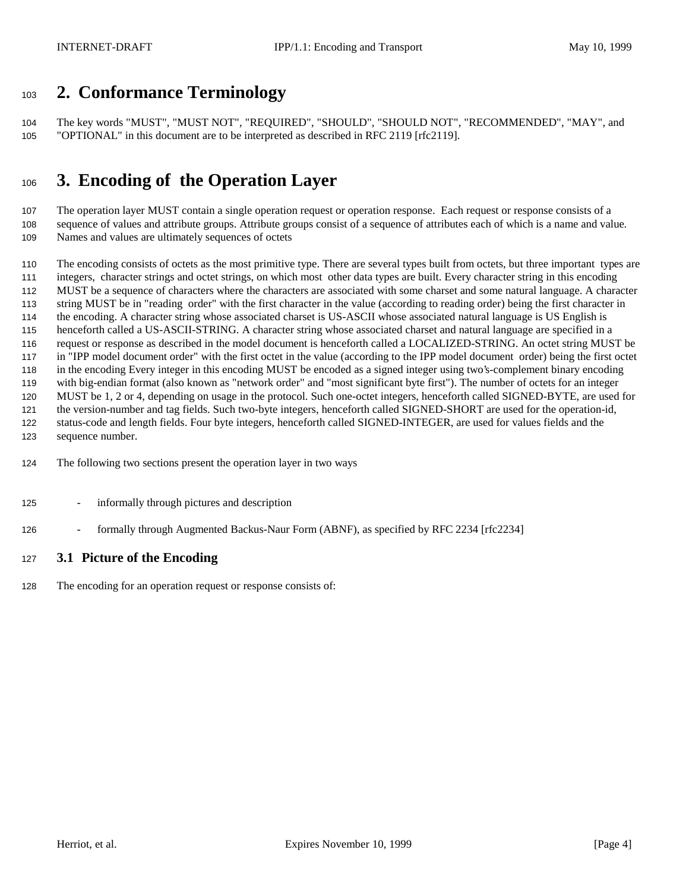# 2. Conformance Terminology

The key words "MUST", "MUST NOT", "REQUIRED", "SHOULD", "SHOULD NOT", "RECOMMENDED", "MAY", and "OPTIONAL" in this document are to be interpreted as described in RFC 2119 [rfc2119].

# 3. Encoding of the Operation Layer

The operation layer MUST contain a single operation request or operation response. Each request or response consists of a sequence of values and attribute groups. Attribute groups consist of a sequence of attributes each of which is a name and value. Names and values are ultimately sequences of octets

The encoding consists of octets as the most primitive type. There are several types built from octets, but three important types are integers, character strings and octet strings, on which most other data types are built. Every character string in this encoding MUST be a sequence of characters where the characters are associated with some charset and some natural language. A character string MUST be in "reading order" with the first character in the value (according to reading order) being the first character in the encoding. A character string whose associated charset is US-ASCII whose associated natural language is US English is henceforth called a US-ASCII-STRING. A character string whose associated charset and natural language are specified in a request or response as described in the model document is henceforth called a LOCALIZED-STRING. An octet string MUST be in "IPP model document order" with the first octet in the value (according to the IPP model document order) being the first octet in the encoding Every integer in this encoding MUST be encoded as a signed integer using two's-complement binary encoding with big-endian format (also known as "network order" and "most significant byte first"). The number of octets for an integer MUST be 1, 2 or 4, depending on usage in the protocol. Such one-octet integers, henceforth called SIGNED-BYTE, are used for the version-number and tag fields. Such two-byte integers, henceforth called SIGNED-SHORT are used for the operation-id, status-code and length fields. Four byte integers, henceforth called SIGNED-INTEGER, are used for values fields and the sequence number.

The following two sections present the operation layer in two ways

- informally through pictures and description
- formally through Augmented Backus-Naur Form (ABNF), as specified by RFC 2234 [rfc2234]

## 3.1 Picture of the Encoding

The encoding for an operation request or response consists of: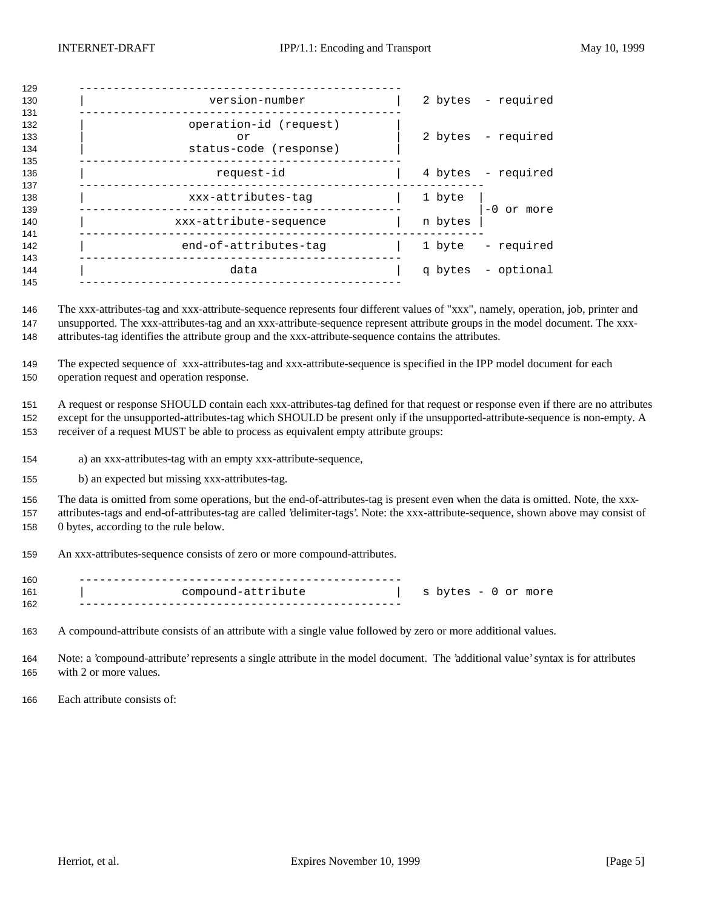```
-----------------------------------------------
|              version-number                 |   2 bytes  - required
-----------------------------------------------
|          operation-id (request)             |
|                    or                       |   2 bytes  - required
|          status-code (response)             |
-----------------------------------------------
|              request-id                     |   4 bytes  - required
-----------------------------------------------------------
|           xxx-attributes-tag                |   1 byte  |
-----------------------------------------------           |-0 or more
|         xxx-attribute-sequence              |   n bytes |
-----------------------------------------------------------
|          end-of-attributes-tag              |   1 byte   - required
-----------------------------------------------
|                  data                       |   q bytes  - optional
-----------------------------------------------
```

The xxx-attributes-tag and xxx-attribute-sequence represents four different values of "xxx", namely, operation, job, printer and unsupported. The xxx-attributes-tag and an xxx-attribute-sequence represent attribute groups in the model document. The xxx-attributes-tag identifies the attribute group and the xxx-attribute-sequence contains the attributes.

The expected sequence of xxx-attributes-tag and xxx-attribute-sequence is specified in the IPP model document for each operation request and operation response.

A request or response SHOULD contain each xxx-attributes-tag defined for that request or response even if there are no attributes except for the unsupported-attributes-tag which SHOULD be present only if the unsupported-attribute-sequence is non-empty. A receiver of a request MUST be able to process as equivalent empty attribute groups:

a) an xxx-attributes-tag with an empty xxx-attribute-sequence,

b) an expected but missing xxx-attributes-tag.

The data is omitted from some operations, but the end-of-attributes-tag is present even when the data is omitted. Note, the xxx-attributes-tags and end-of-attributes-tag are called 'delimiter-tags'. Note: the xxx-attribute-sequence, shown above may consist of 0 bytes, according to the rule below.

An xxx-attributes-sequence consists of zero or more compound-attributes.

```
-----------------------------------------------
|            compound-attribute               |   s bytes - 0 or more
-----------------------------------------------
```

A compound-attribute consists of an attribute with a single value followed by zero or more additional values.

Note: a 'compound-attribute' represents a single attribute in the model document. The 'additional value' syntax is for attributes with 2 or more values.

Each attribute consists of: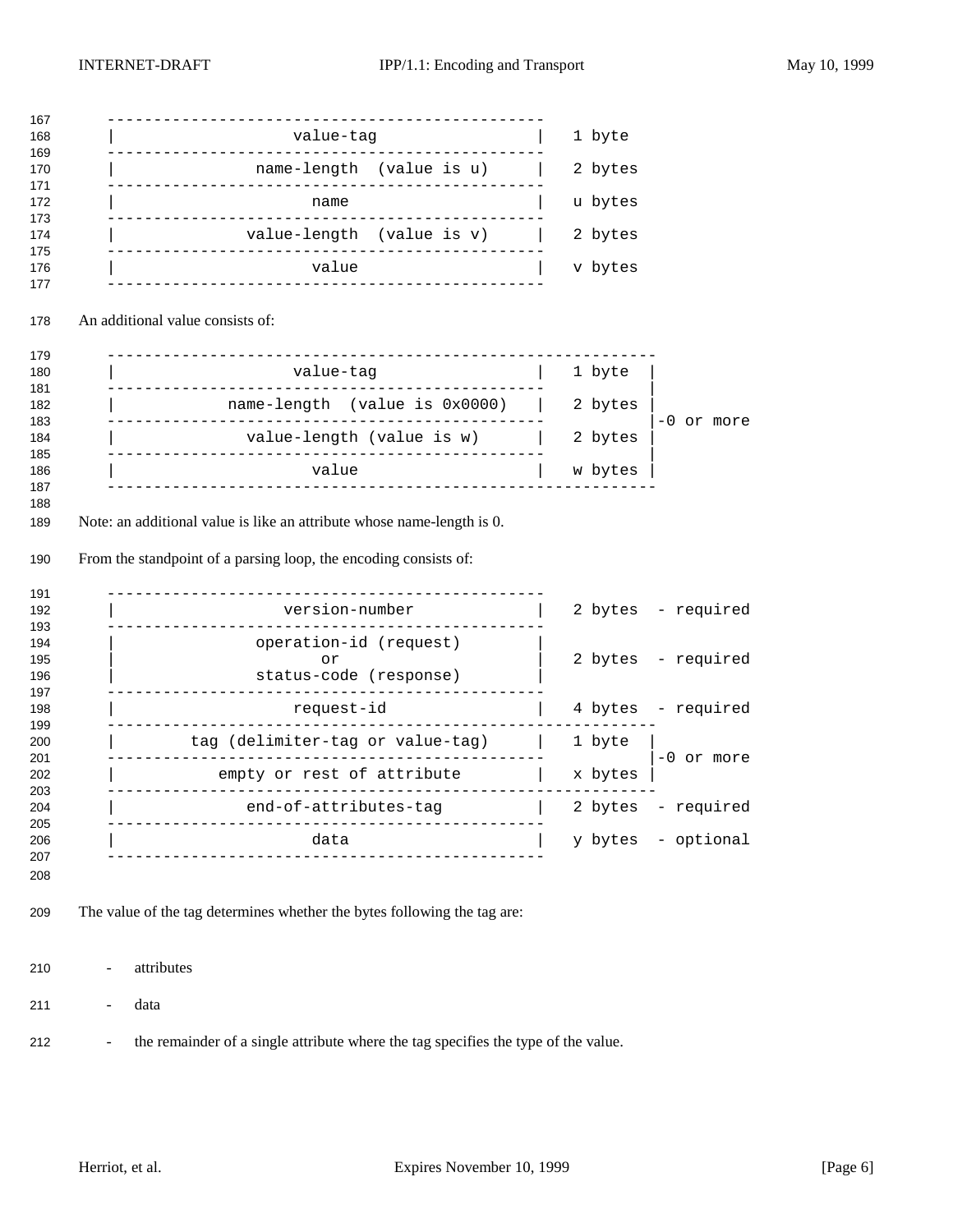```
      -----------------------------------------------
      |                  value-tag                  |   1 byte
      -----------------------------------------------
      |              name-length  (value is u)      |   2 bytes
      -----------------------------------------------
      |                     name                    |   u bytes
      -----------------------------------------------
      |             value-length  (value is v)      |   2 bytes
      -----------------------------------------------
      |                     value                   |   v bytes
      -----------------------------------------------
```

An additional value consists of:

```
      -----------------------------------------------------------
      |                  value-tag                  |   1 byte  |
      -----------------------------------------------           |
      |            name-length  (value is 0x0000)   |   2 bytes |
      -----------------------------------------------           |-0 or more
      |             value-length (value is w)       |   2 bytes |
      -----------------------------------------------           |
      |                     value                   |   w bytes |
      -----------------------------------------------------------
```

Note: an additional value is like an attribute whose name-length is 0.

From the standpoint of a parsing loop, the encoding consists of:

```
      -----------------------------------------------
      |                version-number               |   2 bytes  - required
      -----------------------------------------------
      |              operation-id (request)         |
      |                      or                     |   2 bytes  - required
      |              status-code (response)         |
      -----------------------------------------------
      |                 request-id                  |   4 bytes  - required
      -----------------------------------------------------------
      |       tag (delimiter-tag or value-tag)      |   1 byte  |
      -----------------------------------------------           |-0 or more
      |          empty or rest of attribute         |   x bytes |
      -----------------------------------------------------------
      |             end-of-attributes-tag           |   2 bytes  - required
      -----------------------------------------------
      |                     data                    |   y bytes  - optional
      -----------------------------------------------
```

The value of the tag determines whether the bytes following the tag are:

- attributes
- data
- the remainder of a single attribute where the tag specifies the type of the value.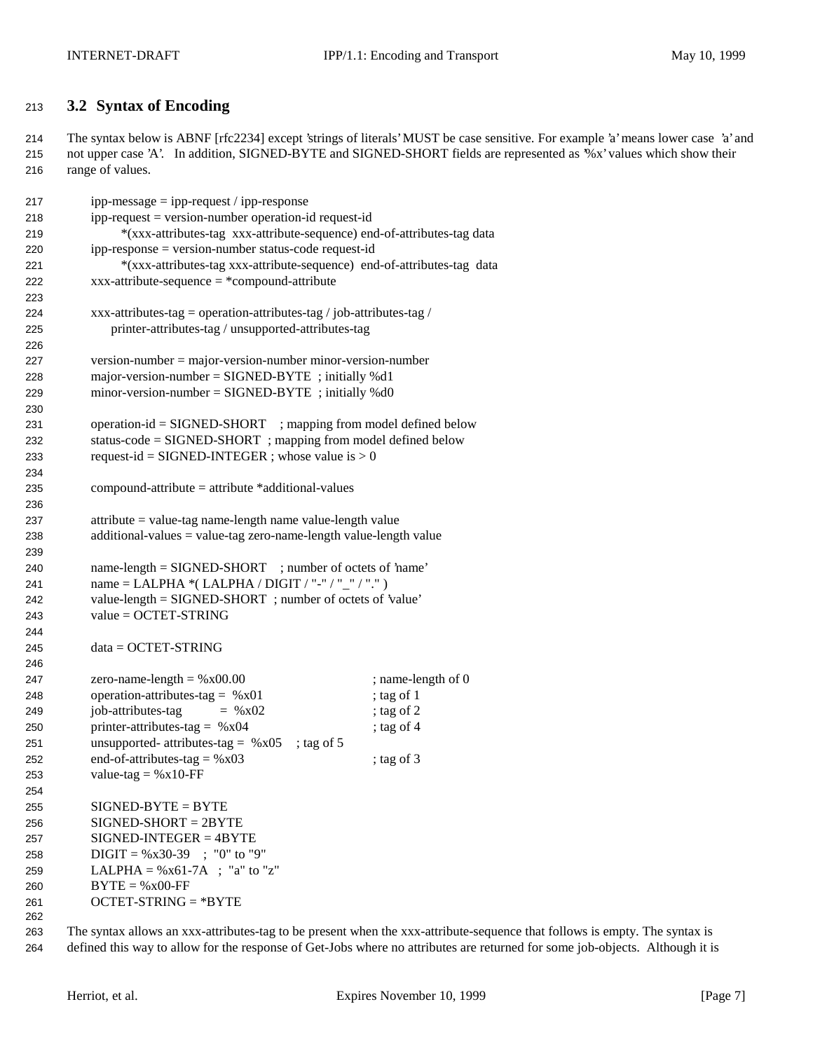### 3.2 Syntax of Encoding

The syntax below is ABNF [rfc2234] except 'strings of literals' MUST be case sensitive. For example 'a' means lower case 'a' and not upper case 'A'. In addition, SIGNED-BYTE and SIGNED-SHORT fields are represented as '%x' values which show their range of values.

```
ipp-message = ipp-request / ipp-response
ipp-request = version-number operation-id request-id
      *(xxx-attributes-tag  xxx-attribute-sequence) end-of-attributes-tag data
ipp-response = version-number status-code request-id
      *(xxx-attributes-tag xxx-attribute-sequence)  end-of-attributes-tag  data
xxx-attribute-sequence = *compound-attribute

xxx-attributes-tag = operation-attributes-tag / job-attributes-tag /
     printer-attributes-tag / unsupported-attributes-tag

version-number = major-version-number minor-version-number
major-version-number = SIGNED-BYTE  ; initially %d1
minor-version-number = SIGNED-BYTE  ; initially %d0

operation-id = SIGNED-SHORT    ; mapping from model defined below
status-code = SIGNED-SHORT  ; mapping from model defined below
request-id = SIGNED-INTEGER ; whose value is > 0

compound-attribute = attribute *additional-values

attribute = value-tag name-length name value-length value
additional-values = value-tag zero-name-length value-length value

name-length = SIGNED-SHORT    ; number of octets of 'name'
name = LALPHA *( LALPHA / DIGIT / "-" / "_" / "." )
value-length = SIGNED-SHORT  ; number of octets of 'value'
value = OCTET-STRING

data = OCTET-STRING

zero-name-length = %x00.00                      ; name-length of 0
operation-attributes-tag =  %x01                ; tag of 1
job-attributes-tag         =  %x02              ; tag of 2
printer-attributes-tag =  %x04                  ; tag of 4
unsupported- attributes-tag =  %x05    ; tag of 5
end-of-attributes-tag = %x03                    ; tag of 3
value-tag = %x10-FF

SIGNED-BYTE = BYTE
SIGNED-SHORT = 2BYTE
SIGNED-INTEGER = 4BYTE
DIGIT = %x30-39   ;  "0" to "9"
LALPHA = %x61-7A   ;  "a" to "z"
BYTE = %x00-FF
OCTET-STRING = *BYTE
```

The syntax allows an xxx-attributes-tag to be present when the xxx-attribute-sequence that follows is empty. The syntax is defined this way to allow for the response of Get-Jobs where no attributes are returned for some job-objects. Although it is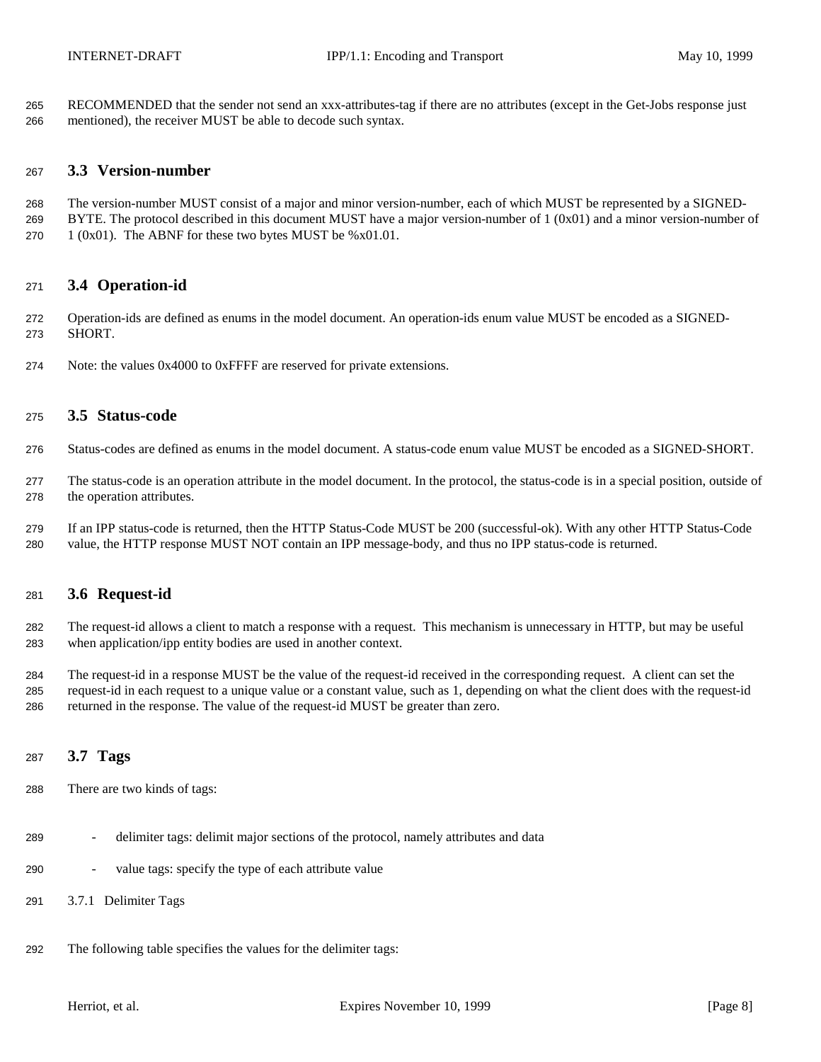RECOMMENDED that the sender not send an xxx-attributes-tag if there are no attributes (except in the Get-Jobs response just mentioned), the receiver MUST be able to decode such syntax.

## 3.3 Version-number

The version-number MUST consist of a major and minor version-number, each of which MUST be represented by a SIGNED-BYTE. The protocol described in this document MUST have a major version-number of 1 (0x01) and a minor version-number of 1 (0x01). The ABNF for these two bytes MUST be %x01.01.

## 3.4 Operation-id

Operation-ids are defined as enums in the model document. An operation-ids enum value MUST be encoded as a SIGNED-SHORT.

Note: the values 0x4000 to 0xFFFF are reserved for private extensions.

## 3.5 Status-code

Status-codes are defined as enums in the model document. A status-code enum value MUST be encoded as a SIGNED-SHORT.

The status-code is an operation attribute in the model document. In the protocol, the status-code is in a special position, outside of the operation attributes.

If an IPP status-code is returned, then the HTTP Status-Code MUST be 200 (successful-ok). With any other HTTP Status-Code value, the HTTP response MUST NOT contain an IPP message-body, and thus no IPP status-code is returned.

## 3.6 Request-id

The request-id allows a client to match a response with a request. This mechanism is unnecessary in HTTP, but may be useful when application/ipp entity bodies are used in another context.

The request-id in a response MUST be the value of the request-id received in the corresponding request. A client can set the request-id in each request to a unique value or a constant value, such as 1, depending on what the client does with the request-id returned in the response. The value of the request-id MUST be greater than zero.

## 3.7 Tags

There are two kinds of tags:

- delimiter tags: delimit major sections of the protocol, namely attributes and data
- value tags: specify the type of each attribute value

### 3.7.1 Delimiter Tags

The following table specifies the values for the delimiter tags: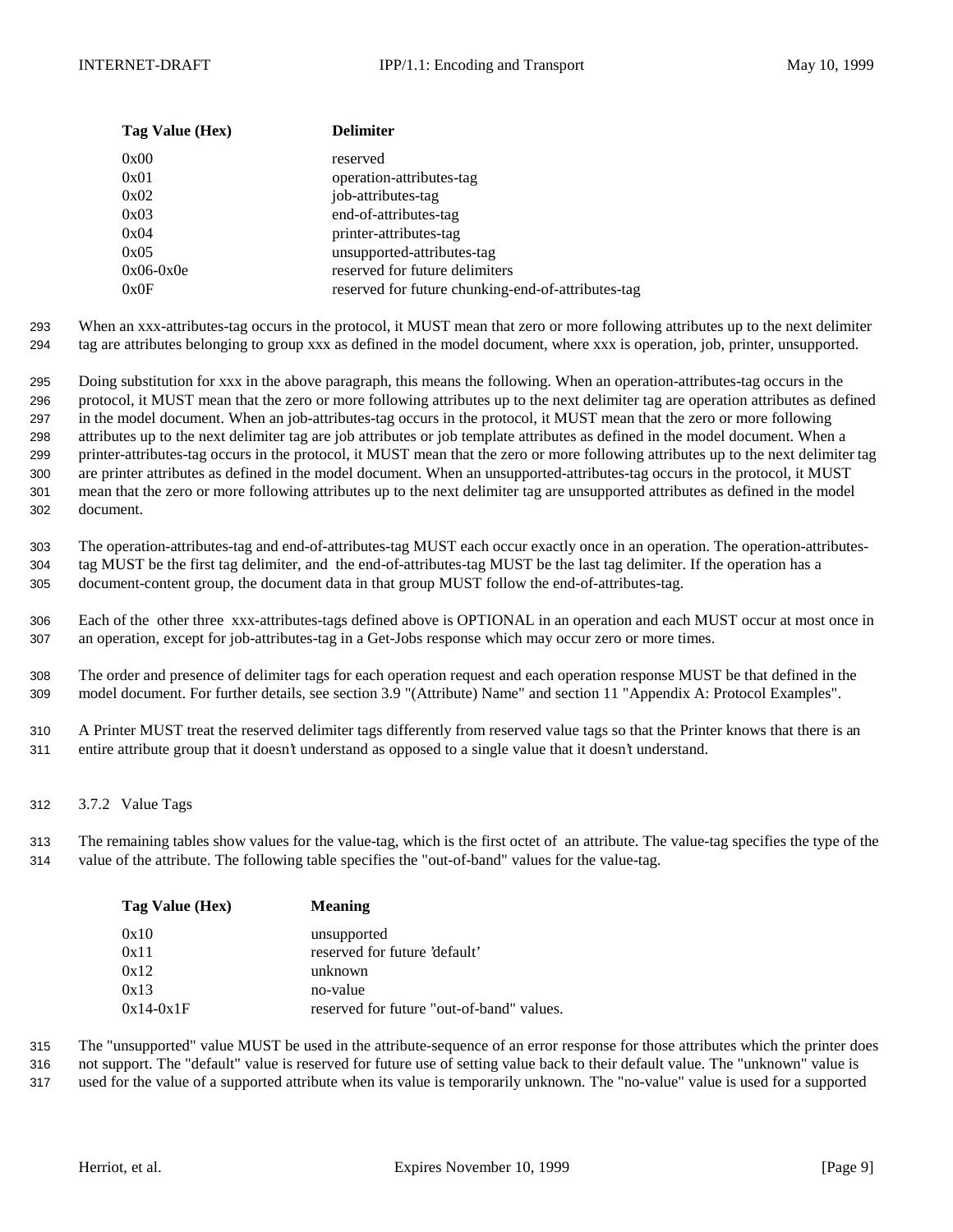| Tag Value (Hex) | Delimiter |
|---|---|
| 0x00 | reserved |
| 0x01 | operation-attributes-tag |
| 0x02 | job-attributes-tag |
| 0x03 | end-of-attributes-tag |
| 0x04 | printer-attributes-tag |
| 0x05 | unsupported-attributes-tag |
| 0x06-0x0e | reserved for future delimiters |
| 0x0F | reserved for future chunking-end-of-attributes-tag |

When an xxx-attributes-tag occurs in the protocol, it MUST mean that zero or more following attributes up to the next delimiter tag are attributes belonging to group xxx as defined in the model document, where xxx is operation, job, printer, unsupported.

Doing substitution for xxx in the above paragraph, this means the following. When an operation-attributes-tag occurs in the protocol, it MUST mean that the zero or more following attributes up to the next delimiter tag are operation attributes as defined in the model document. When an job-attributes-tag occurs in the protocol, it MUST mean that the zero or more following attributes up to the next delimiter tag are job attributes or job template attributes as defined in the model document. When a printer-attributes-tag occurs in the protocol, it MUST mean that the zero or more following attributes up to the next delimiter tag are printer attributes as defined in the model document. When an unsupported-attributes-tag occurs in the protocol, it MUST mean that the zero or more following attributes up to the next delimiter tag are unsupported attributes as defined in the model document.

The operation-attributes-tag and end-of-attributes-tag MUST each occur exactly once in an operation. The operation-attributes-tag MUST be the first tag delimiter, and the end-of-attributes-tag MUST be the last tag delimiter. If the operation has a document-content group, the document data in that group MUST follow the end-of-attributes-tag.

Each of the other three xxx-attributes-tags defined above is OPTIONAL in an operation and each MUST occur at most once in an operation, except for job-attributes-tag in a Get-Jobs response which may occur zero or more times.

The order and presence of delimiter tags for each operation request and each operation response MUST be that defined in the model document. For further details, see section 3.9 "(Attribute) Name" and section 11 "Appendix A: Protocol Examples".

A Printer MUST treat the reserved delimiter tags differently from reserved value tags so that the Printer knows that there is an entire attribute group that it doesn't understand as opposed to a single value that it doesn't understand.

### 3.7.2 Value Tags

The remaining tables show values for the value-tag, which is the first octet of an attribute. The value-tag specifies the type of the value of the attribute. The following table specifies the "out-of-band" values for the value-tag.

| Tag Value (Hex) | Meaning |
|---|---|
| 0x10 | unsupported |
| 0x11 | reserved for future 'default' |
| 0x12 | unknown |
| 0x13 | no-value |
| 0x14-0x1F | reserved for future "out-of-band" values. |

The "unsupported" value MUST be used in the attribute-sequence of an error response for those attributes which the printer does not support. The "default" value is reserved for future use of setting value back to their default value. The "unknown" value is used for the value of a supported attribute when its value is temporarily unknown. The "no-value" value is used for a supported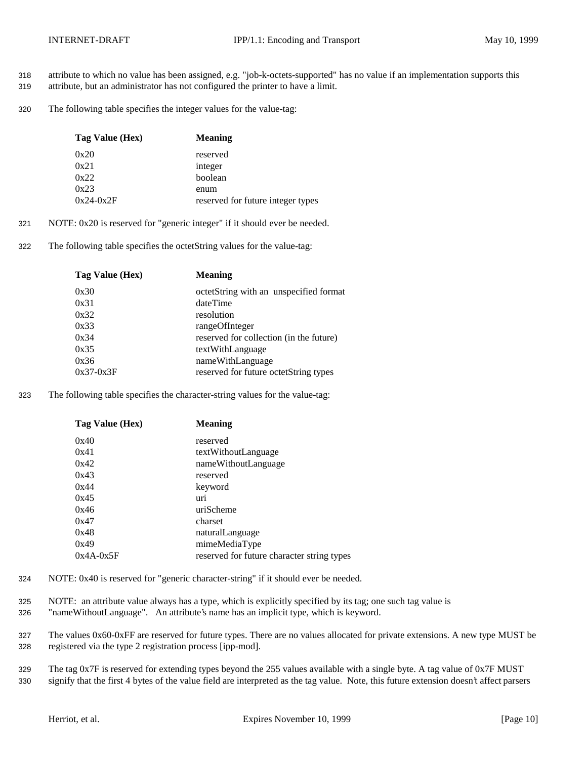attribute to which no value has been assigned, e.g. "job-k-octets-supported" has no value if an implementation supports this attribute, but an administrator has not configured the printer to have a limit.

The following table specifies the integer values for the value-tag:

| Tag Value (Hex) | Meaning |
|---|---|
| 0x20 | reserved |
| 0x21 | integer |
| 0x22 | boolean |
| 0x23 | enum |
| 0x24-0x2F | reserved for future integer types |

NOTE: 0x20 is reserved for "generic integer" if it should ever be needed.

The following table specifies the octetString values for the value-tag:

| Tag Value (Hex) | Meaning |
|---|---|
| 0x30 | octetString with an unspecified format |
| 0x31 | dateTime |
| 0x32 | resolution |
| 0x33 | rangeOfInteger |
| 0x34 | reserved for collection (in the future) |
| 0x35 | textWithLanguage |
| 0x36 | nameWithLanguage |
| 0x37-0x3F | reserved for future octetString types |

The following table specifies the character-string values for the value-tag:

| Tag Value (Hex) | Meaning |
|---|---|
| 0x40 | reserved |
| 0x41 | textWithoutLanguage |
| 0x42 | nameWithoutLanguage |
| 0x43 | reserved |
| 0x44 | keyword |
| 0x45 | uri |
| 0x46 | uriScheme |
| 0x47 | charset |
| 0x48 | naturalLanguage |
| 0x49 | mimeMediaType |
| 0x4A-0x5F | reserved for future character string types |

NOTE: 0x40 is reserved for "generic character-string" if it should ever be needed.

NOTE: an attribute value always has a type, which is explicitly specified by its tag; one such tag value is "nameWithoutLanguage". An attribute's name has an implicit type, which is keyword.

The values 0x60-0xFF are reserved for future types. There are no values allocated for private extensions. A new type MUST be registered via the type 2 registration process [ipp-mod].

The tag 0x7F is reserved for extending types beyond the 255 values available with a single byte. A tag value of 0x7F MUST signify that the first 4 bytes of the value field are interpreted as the tag value. Note, this future extension doesn't affect parsers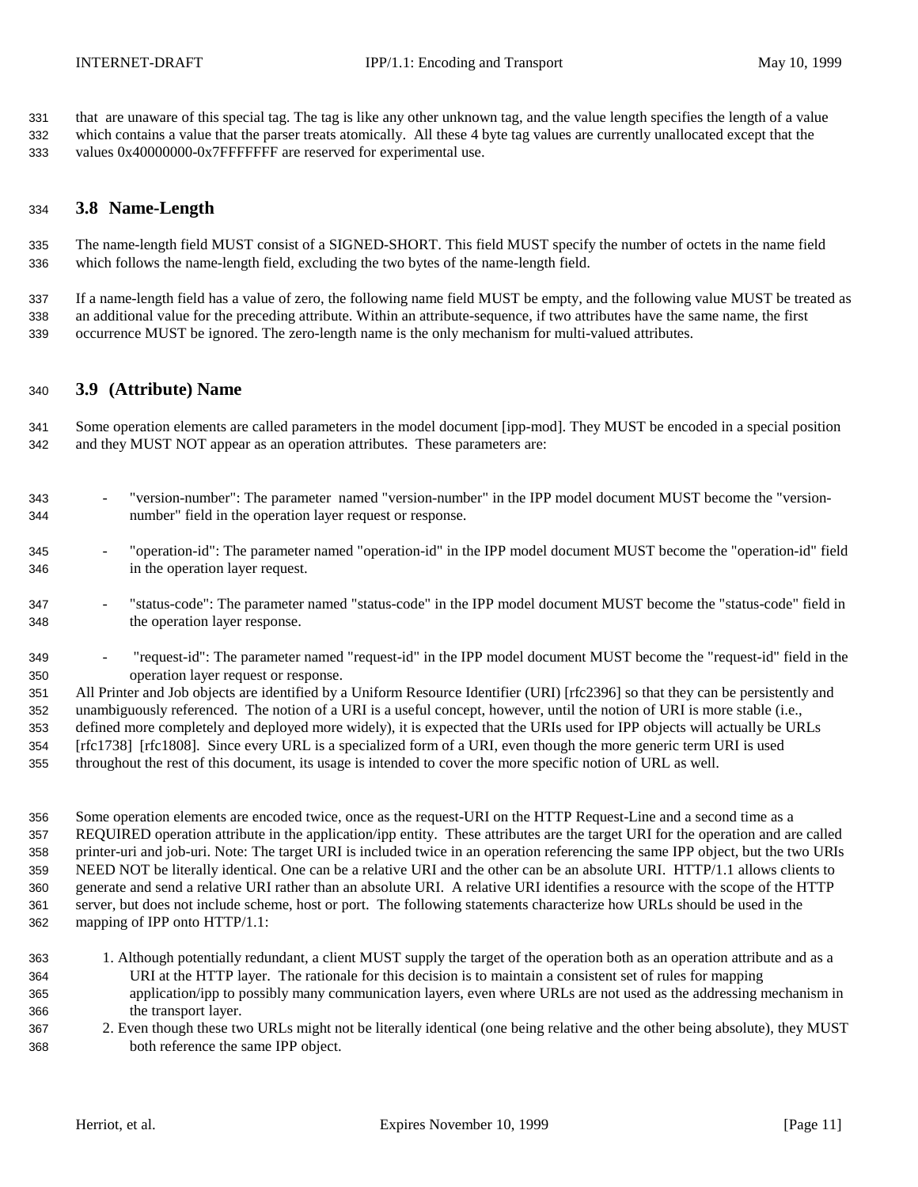that are unaware of this special tag. The tag is like any other unknown tag, and the value length specifies the length of a value which contains a value that the parser treats atomically. All these 4 byte tag values are currently unallocated except that the values 0x40000000-0x7FFFFFFF are reserved for experimental use.

## 3.8 Name-Length

The name-length field MUST consist of a SIGNED-SHORT. This field MUST specify the number of octets in the name field which follows the name-length field, excluding the two bytes of the name-length field.

If a name-length field has a value of zero, the following name field MUST be empty, and the following value MUST be treated as an additional value for the preceding attribute. Within an attribute-sequence, if two attributes have the same name, the first occurrence MUST be ignored. The zero-length name is the only mechanism for multi-valued attributes.

## 3.9 (Attribute) Name

Some operation elements are called parameters in the model document [ipp-mod]. They MUST be encoded in a special position and they MUST NOT appear as an operation attributes. These parameters are:

- "version-number": The parameter named "version-number" in the IPP model document MUST become the "version-number" field in the operation layer request or response.
- "operation-id": The parameter named "operation-id" in the IPP model document MUST become the "operation-id" field in the operation layer request.
- "status-code": The parameter named "status-code" in the IPP model document MUST become the "status-code" field in the operation layer response.
- "request-id": The parameter named "request-id" in the IPP model document MUST become the "request-id" field in the operation layer request or response.

All Printer and Job objects are identified by a Uniform Resource Identifier (URI) [rfc2396] so that they can be persistently and unambiguously referenced. The notion of a URI is a useful concept, however, until the notion of URI is more stable (i.e., defined more completely and deployed more widely), it is expected that the URIs used for IPP objects will actually be URLs [rfc1738] [rfc1808]. Since every URL is a specialized form of a URI, even though the more generic term URI is used throughout the rest of this document, its usage is intended to cover the more specific notion of URL as well.

Some operation elements are encoded twice, once as the request-URI on the HTTP Request-Line and a second time as a REQUIRED operation attribute in the application/ipp entity. These attributes are the target URI for the operation and are called printer-uri and job-uri. Note: The target URI is included twice in an operation referencing the same IPP object, but the two URIs NEED NOT be literally identical. One can be a relative URI and the other can be an absolute URI. HTTP/1.1 allows clients to generate and send a relative URI rather than an absolute URI. A relative URI identifies a resource with the scope of the HTTP server, but does not include scheme, host or port. The following statements characterize how URLs should be used in the mapping of IPP onto HTTP/1.1:

1. Although potentially redundant, a client MUST supply the target of the operation both as an operation attribute and as a URI at the HTTP layer. The rationale for this decision is to maintain a consistent set of rules for mapping application/ipp to possibly many communication layers, even where URLs are not used as the addressing mechanism in the transport layer.
2. Even though these two URLs might not be literally identical (one being relative and the other being absolute), they MUST both reference the same IPP object.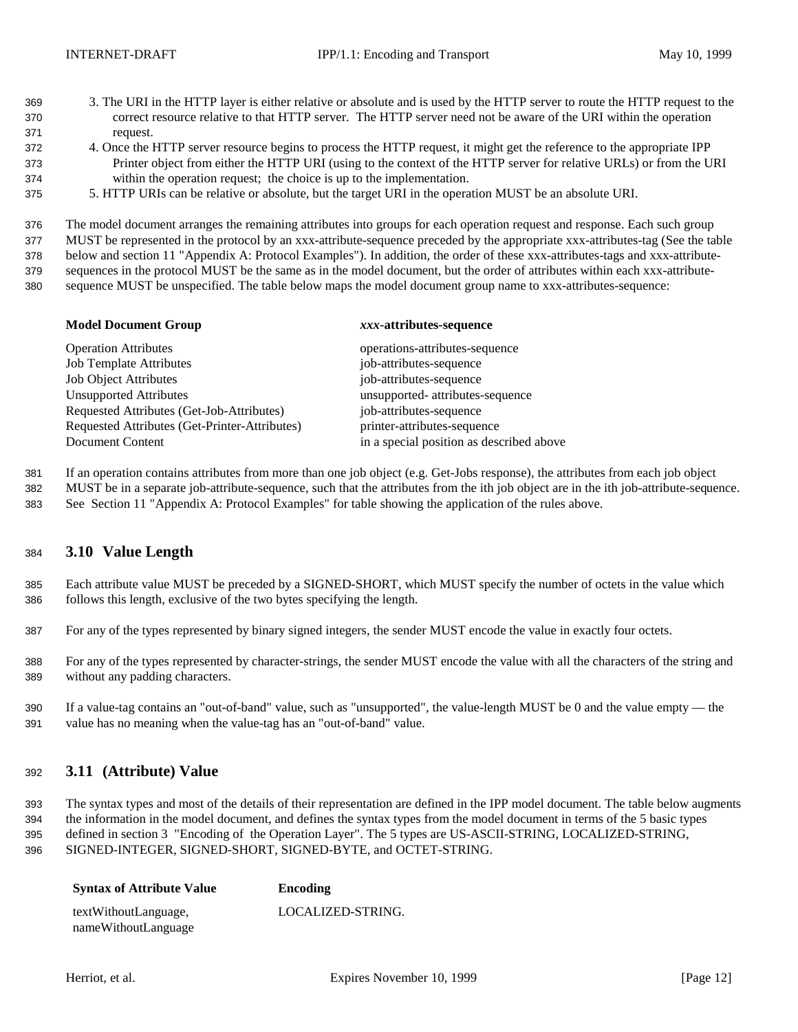3. The URI in the HTTP layer is either relative or absolute and is used by the HTTP server to route the HTTP request to the correct resource relative to that HTTP server. The HTTP server need not be aware of the URI within the operation request.
4. Once the HTTP server resource begins to process the HTTP request, it might get the reference to the appropriate IPP Printer object from either the HTTP URI (using to the context of the HTTP server for relative URLs) or from the URI within the operation request; the choice is up to the implementation.
5. HTTP URIs can be relative or absolute, but the target URI in the operation MUST be an absolute URI.

The model document arranges the remaining attributes into groups for each operation request and response. Each such group MUST be represented in the protocol by an xxx-attribute-sequence preceded by the appropriate xxx-attributes-tag (See the table below and section 11 "Appendix A: Protocol Examples"). In addition, the order of these xxx-attributes-tags and xxx-attribute-sequences in the protocol MUST be the same as in the model document, but the order of attributes within each xxx-attribute-sequence MUST be unspecified. The table below maps the model document group name to xxx-attributes-sequence:

| **Model Document Group** | ***xxx*-attributes-sequence** |
|---|---|
| Operation Attributes | operations-attributes-sequence |
| Job Template Attributes | job-attributes-sequence |
| Job Object Attributes | job-attributes-sequence |
| Unsupported Attributes | unsupported- attributes-sequence |
| Requested Attributes (Get-Job-Attributes) | job-attributes-sequence |
| Requested Attributes (Get-Printer-Attributes) | printer-attributes-sequence |
| Document Content | in a special position as described above |

If an operation contains attributes from more than one job object (e.g. Get-Jobs response), the attributes from each job object MUST be in a separate job-attribute-sequence, such that the attributes from the ith job object are in the ith job-attribute-sequence. See Section 11 "Appendix A: Protocol Examples" for table showing the application of the rules above.

## 3.10 Value Length

Each attribute value MUST be preceded by a SIGNED-SHORT, which MUST specify the number of octets in the value which follows this length, exclusive of the two bytes specifying the length.

For any of the types represented by binary signed integers, the sender MUST encode the value in exactly four octets.

For any of the types represented by character-strings, the sender MUST encode the value with all the characters of the string and without any padding characters.

If a value-tag contains an "out-of-band" value, such as "unsupported", the value-length MUST be 0 and the value empty — the value has no meaning when the value-tag has an "out-of-band" value.

## 3.11 (Attribute) Value

The syntax types and most of the details of their representation are defined in the IPP model document. The table below augments the information in the model document, and defines the syntax types from the model document in terms of the 5 basic types defined in section 3 "Encoding of the Operation Layer". The 5 types are US-ASCII-STRING, LOCALIZED-STRING, SIGNED-INTEGER, SIGNED-SHORT, SIGNED-BYTE, and OCTET-STRING.

| **Syntax of Attribute Value** | **Encoding** |
|---|---|
| textWithoutLanguage, nameWithoutLanguage | LOCALIZED-STRING. |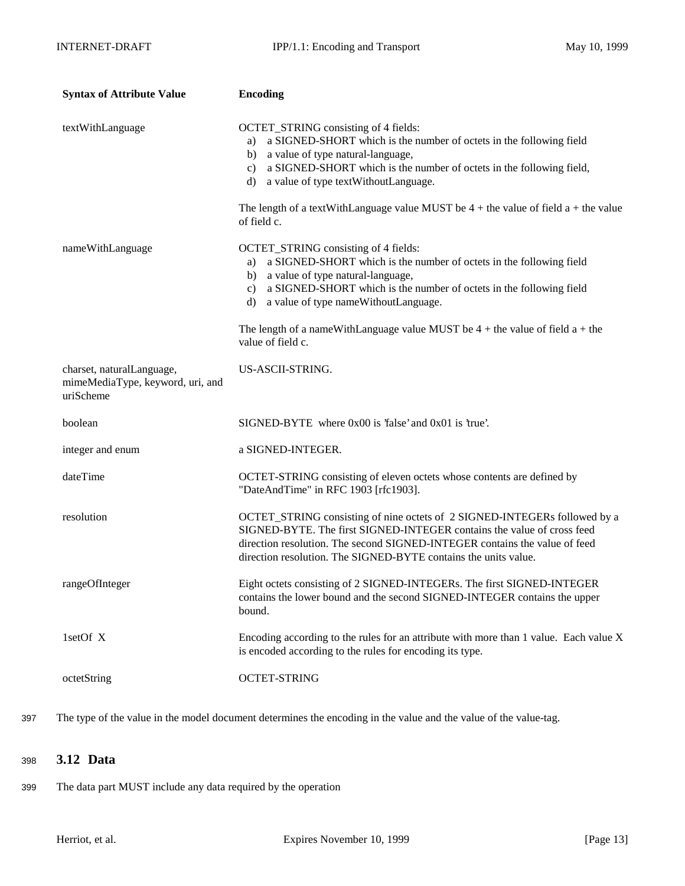| Syntax of Attribute Value | Encoding |
|---|---|
| textWithLanguage | OCTET_STRING consisting of 4 fields:<br>a) a SIGNED-SHORT which is the number of octets in the following field<br>b) a value of type natural-language,<br>c) a SIGNED-SHORT which is the number of octets in the following field,<br>d) a value of type textWithoutLanguage.<br><br>The length of a textWithLanguage value MUST be 4 + the value of field a + the value of field c. |
| nameWithLanguage | OCTET_STRING consisting of 4 fields:<br>a) a SIGNED-SHORT which is the number of octets in the following field<br>b) a value of type natural-language,<br>c) a SIGNED-SHORT which is the number of octets in the following field<br>d) a value of type nameWithoutLanguage.<br><br>The length of a nameWithLanguage value MUST be 4 + the value of field a + the value of field c. |
| charset, naturalLanguage, mimeMediaType, keyword, uri, and uriScheme | US-ASCII-STRING. |
| boolean | SIGNED-BYTE where 0x00 is 'false' and 0x01 is 'true'. |
| integer and enum | a SIGNED-INTEGER. |
| dateTime | OCTET-STRING consisting of eleven octets whose contents are defined by "DateAndTime" in RFC 1903 [rfc1903]. |
| resolution | OCTET_STRING consisting of nine octets of 2 SIGNED-INTEGERs followed by a SIGNED-BYTE. The first SIGNED-INTEGER contains the value of cross feed direction resolution. The second SIGNED-INTEGER contains the value of feed direction resolution. The SIGNED-BYTE contains the units value. |
| rangeOfInteger | Eight octets consisting of 2 SIGNED-INTEGERs. The first SIGNED-INTEGER contains the lower bound and the second SIGNED-INTEGER contains the upper bound. |
| 1setOf X | Encoding according to the rules for an attribute with more than 1 value. Each value X is encoded according to the rules for encoding its type. |
| octetString | OCTET-STRING |

The type of the value in the model document determines the encoding in the value and the value of the value-tag.

## 3.12 Data

The data part MUST include any data required by the operation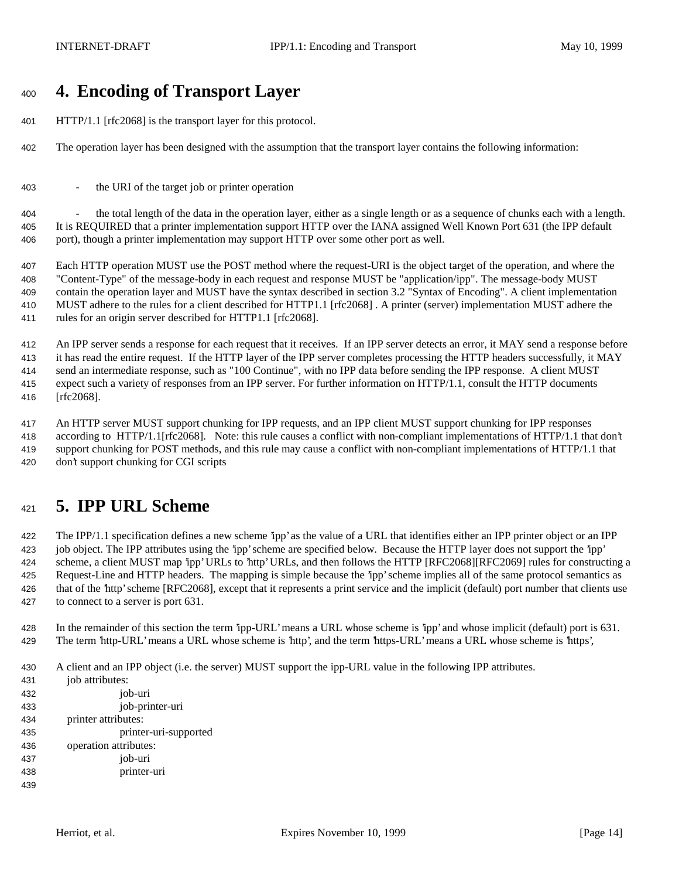# 4. Encoding of Transport Layer

HTTP/1.1 [rfc2068] is the transport layer for this protocol.

The operation layer has been designed with the assumption that the transport layer contains the following information:

- the URI of the target job or printer operation

- the total length of the data in the operation layer, either as a single length or as a sequence of chunks each with a length.

It is REQUIRED that a printer implementation support HTTP over the IANA assigned Well Known Port 631 (the IPP default port), though a printer implementation may support HTTP over some other port as well.

Each HTTP operation MUST use the POST method where the request-URI is the object target of the operation, and where the "Content-Type" of the message-body in each request and response MUST be "application/ipp". The message-body MUST contain the operation layer and MUST have the syntax described in section 3.2 "Syntax of Encoding". A client implementation MUST adhere to the rules for a client described for HTTP1.1 [rfc2068] . A printer (server) implementation MUST adhere the rules for an origin server described for HTTP1.1 [rfc2068].

An IPP server sends a response for each request that it receives. If an IPP server detects an error, it MAY send a response before it has read the entire request. If the HTTP layer of the IPP server completes processing the HTTP headers successfully, it MAY send an intermediate response, such as "100 Continue", with no IPP data before sending the IPP response. A client MUST expect such a variety of responses from an IPP server. For further information on HTTP/1.1, consult the HTTP documents [rfc2068].

An HTTP server MUST support chunking for IPP requests, and an IPP client MUST support chunking for IPP responses according to HTTP/1.1[rfc2068]. Note: this rule causes a conflict with non-compliant implementations of HTTP/1.1 that don't support chunking for POST methods, and this rule may cause a conflict with non-compliant implementations of HTTP/1.1 that don't support chunking for CGI scripts

# 5. IPP URL Scheme

The IPP/1.1 specification defines a new scheme 'ipp' as the value of a URL that identifies either an IPP printer object or an IPP job object. The IPP attributes using the 'ipp' scheme are specified below. Because the HTTP layer does not support the 'ipp' scheme, a client MUST map 'ipp' URLs to 'http' URLs, and then follows the HTTP [RFC2068][RFC2069] rules for constructing a Request-Line and HTTP headers. The mapping is simple because the 'ipp' scheme implies all of the same protocol semantics as that of the 'http' scheme [RFC2068], except that it represents a print service and the implicit (default) port number that clients use to connect to a server is port 631.

In the remainder of this section the term 'ipp-URL' means a URL whose scheme is 'ipp' and whose implicit (default) port is 631. The term 'http-URL' means a URL whose scheme is 'http', and the term 'https-URL' means a URL whose scheme is 'https',

A client and an IPP object (i.e. the server) MUST support the ipp-URL value in the following IPP attributes.

job attributes:
- job-uri
- job-printer-uri

printer attributes:
- printer-uri-supported

operation attributes:
- job-uri
- printer-uri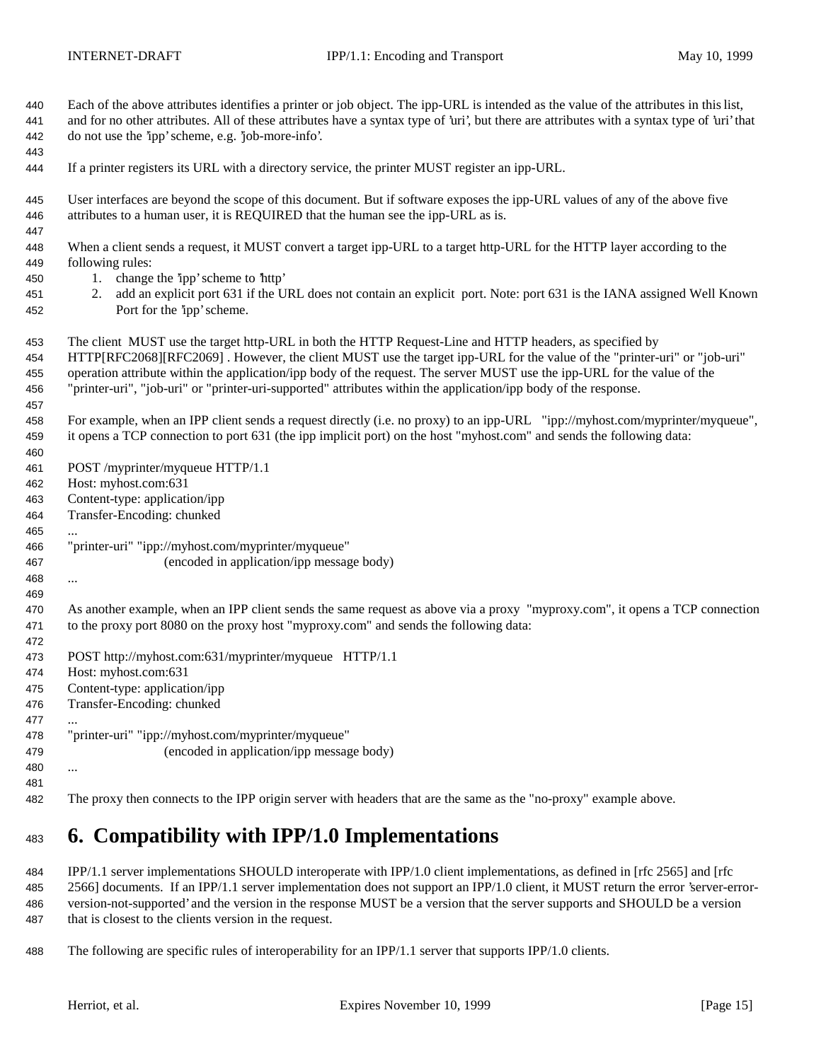Each of the above attributes identifies a printer or job object. The ipp-URL is intended as the value of the attributes in this list, and for no other attributes. All of these attributes have a syntax type of 'uri', but there are attributes with a syntax type of 'uri' that do not use the 'ipp' scheme, e.g. 'job-more-info'.

If a printer registers its URL with a directory service, the printer MUST register an ipp-URL.

User interfaces are beyond the scope of this document. But if software exposes the ipp-URL values of any of the above five attributes to a human user, it is REQUIRED that the human see the ipp-URL as is.

When a client sends a request, it MUST convert a target ipp-URL to a target http-URL for the HTTP layer according to the following rules:

1. change the 'ipp' scheme to 'http'
2. add an explicit port 631 if the URL does not contain an explicit port. Note: port 631 is the IANA assigned Well Known Port for the 'ipp' scheme.

The client MUST use the target http-URL in both the HTTP Request-Line and HTTP headers, as specified by HTTP[RFC2068][RFC2069] . However, the client MUST use the target ipp-URL for the value of the "printer-uri" or "job-uri" operation attribute within the application/ipp body of the request. The server MUST use the ipp-URL for the value of the "printer-uri", "job-uri" or "printer-uri-supported" attributes within the application/ipp body of the response.

For example, when an IPP client sends a request directly (i.e. no proxy) to an ipp-URL "ipp://myhost.com/myprinter/myqueue", it opens a TCP connection to port 631 (the ipp implicit port) on the host "myhost.com" and sends the following data:

```
POST /myprinter/myqueue HTTP/1.1
Host: myhost.com:631
Content-type: application/ipp
Transfer-Encoding: chunked
...
"printer-uri" "ipp://myhost.com/myprinter/myqueue"
                    (encoded in application/ipp message body)
...
```

As another example, when an IPP client sends the same request as above via a proxy "myproxy.com", it opens a TCP connection to the proxy port 8080 on the proxy host "myproxy.com" and sends the following data:

```
POST http://myhost.com:631/myprinter/myqueue   HTTP/1.1
Host: myhost.com:631
Content-type: application/ipp
Transfer-Encoding: chunked
...
"printer-uri" "ipp://myhost.com/myprinter/myqueue"
                    (encoded in application/ipp message body)
...
```

The proxy then connects to the IPP origin server with headers that are the same as the "no-proxy" example above.

# 6. Compatibility with IPP/1.0 Implementations

IPP/1.1 server implementations SHOULD interoperate with IPP/1.0 client implementations, as defined in [rfc 2565] and [rfc 2566] documents. If an IPP/1.1 server implementation does not support an IPP/1.0 client, it MUST return the error 'server-error-version-not-supported' and the version in the response MUST be a version that the server supports and SHOULD be a version that is closest to the clients version in the request.

The following are specific rules of interoperability for an IPP/1.1 server that supports IPP/1.0 clients.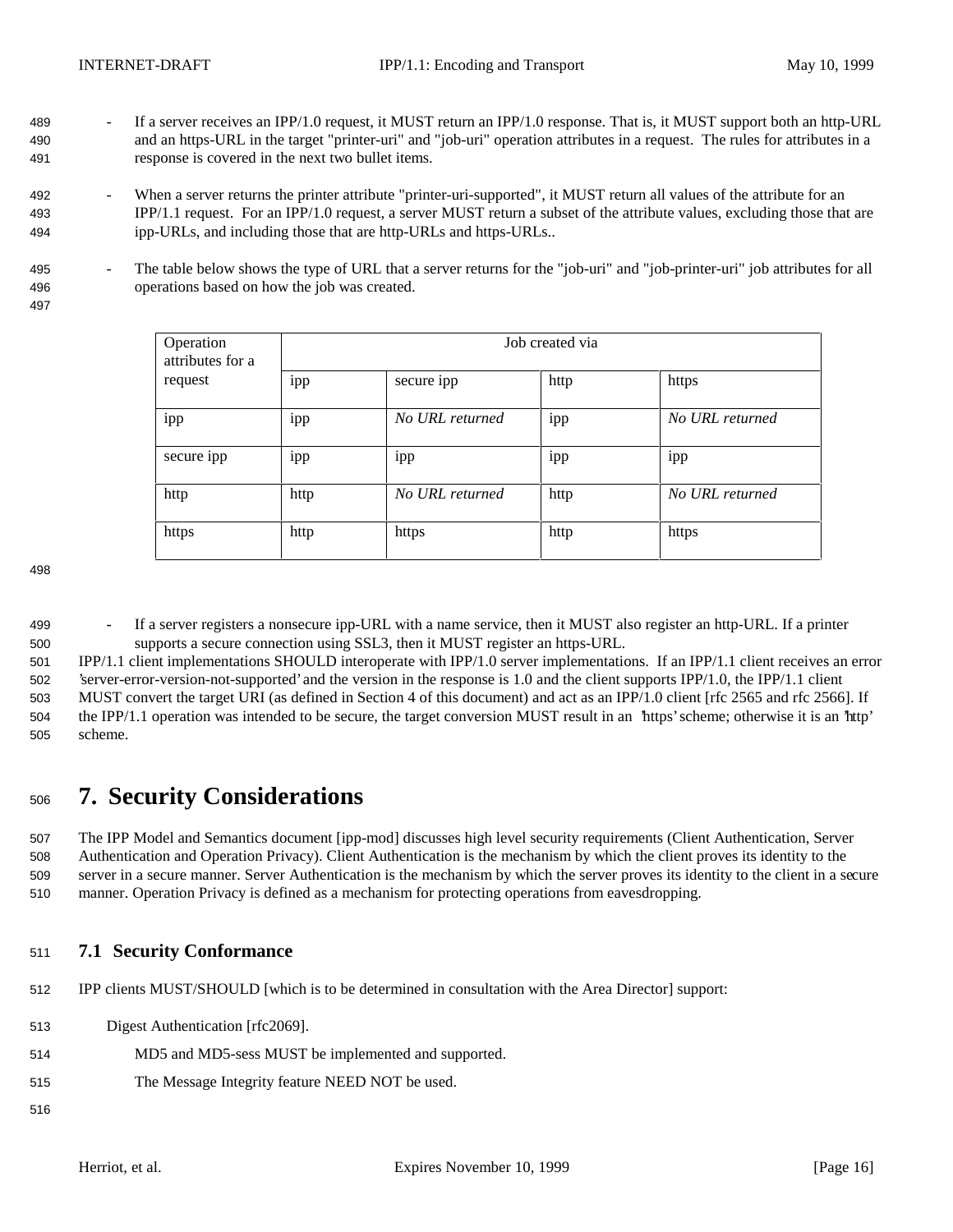- If a server receives an IPP/1.0 request, it MUST return an IPP/1.0 response. That is, it MUST support both an http-URL and an https-URL in the target "printer-uri" and "job-uri" operation attributes in a request. The rules for attributes in a response is covered in the next two bullet items.

- When a server returns the printer attribute "printer-uri-supported", it MUST return all values of the attribute for an IPP/1.1 request. For an IPP/1.0 request, a server MUST return a subset of the attribute values, excluding those that are ipp-URLs, and including those that are http-URLs and https-URLs..

- The table below shows the type of URL that a server returns for the "job-uri" and "job-printer-uri" job attributes for all operations based on how the job was created.

| Operation attributes for a request | Job created via | | | |
|---|---|---|---|---|
| | ipp | secure ipp | http | https |
| ipp | ipp | *No URL returned* | ipp | *No URL returned* |
| secure ipp | ipp | ipp | ipp | ipp |
| http | http | *No URL returned* | http | *No URL returned* |
| https | http | https | http | https |

- If a server registers a nonsecure ipp-URL with a name service, then it MUST also register an http-URL. If a printer supports a secure connection using SSL3, then it MUST register an https-URL.

IPP/1.1 client implementations SHOULD interoperate with IPP/1.0 server implementations. If an IPP/1.1 client receives an error 'server-error-version-not-supported' and the version in the response is 1.0 and the client supports IPP/1.0, the IPP/1.1 client MUST convert the target URI (as defined in Section 4 of this document) and act as an IPP/1.0 client [rfc 2565 and rfc 2566]. If the IPP/1.1 operation was intended to be secure, the target conversion MUST result in an 'https' scheme; otherwise it is an 'http' scheme.

# 7. Security Considerations

The IPP Model and Semantics document [ipp-mod] discusses high level security requirements (Client Authentication, Server Authentication and Operation Privacy). Client Authentication is the mechanism by which the client proves its identity to the server in a secure manner. Server Authentication is the mechanism by which the server proves its identity to the client in a secure manner. Operation Privacy is defined as a mechanism for protecting operations from eavesdropping.

## 7.1 Security Conformance

IPP clients MUST/SHOULD [which is to be determined in consultation with the Area Director] support:

Digest Authentication [rfc2069].

MD5 and MD5-sess MUST be implemented and supported.

The Message Integrity feature NEED NOT be used.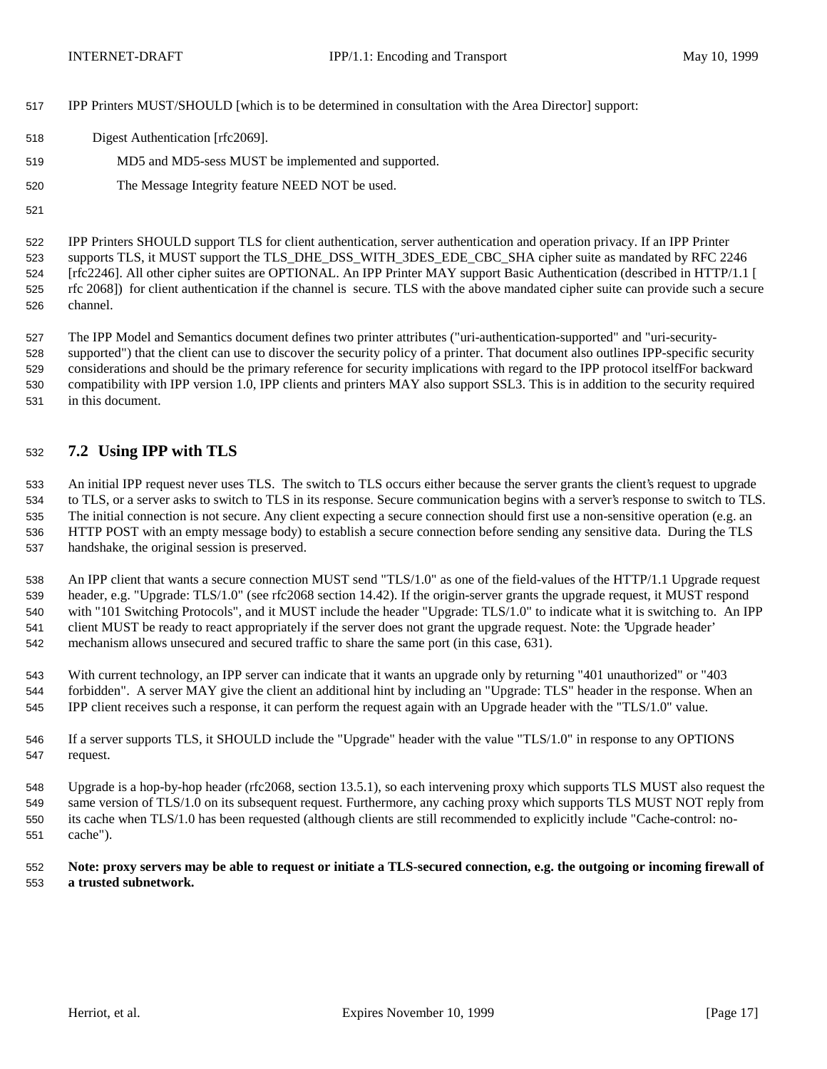IPP Printers MUST/SHOULD [which is to be determined in consultation with the Area Director] support:

Digest Authentication [rfc2069].

MD5 and MD5-sess MUST be implemented and supported.

The Message Integrity feature NEED NOT be used.

IPP Printers SHOULD support TLS for client authentication, server authentication and operation privacy. If an IPP Printer supports TLS, it MUST support the TLS_DHE_DSS_WITH_3DES_EDE_CBC_SHA cipher suite as mandated by RFC 2246 [rfc2246]. All other cipher suites are OPTIONAL. An IPP Printer MAY support Basic Authentication (described in HTTP/1.1 [ rfc 2068]) for client authentication if the channel is secure. TLS with the above mandated cipher suite can provide such a secure channel.

The IPP Model and Semantics document defines two printer attributes ("uri-authentication-supported" and "uri-security-supported") that the client can use to discover the security policy of a printer. That document also outlines IPP-specific security considerations and should be the primary reference for security implications with regard to the IPP protocol itselfFor backward compatibility with IPP version 1.0, IPP clients and printers MAY also support SSL3. This is in addition to the security required in this document.

## 7.2 Using IPP with TLS

An initial IPP request never uses TLS. The switch to TLS occurs either because the server grants the client's request to upgrade to TLS, or a server asks to switch to TLS in its response. Secure communication begins with a server's response to switch to TLS. The initial connection is not secure. Any client expecting a secure connection should first use a non-sensitive operation (e.g. an HTTP POST with an empty message body) to establish a secure connection before sending any sensitive data. During the TLS handshake, the original session is preserved.

An IPP client that wants a secure connection MUST send "TLS/1.0" as one of the field-values of the HTTP/1.1 Upgrade request header, e.g. "Upgrade: TLS/1.0" (see rfc2068 section 14.42). If the origin-server grants the upgrade request, it MUST respond with "101 Switching Protocols", and it MUST include the header "Upgrade: TLS/1.0" to indicate what it is switching to. An IPP client MUST be ready to react appropriately if the server does not grant the upgrade request. Note: the 'Upgrade header' mechanism allows unsecured and secured traffic to share the same port (in this case, 631).

With current technology, an IPP server can indicate that it wants an upgrade only by returning "401 unauthorized" or "403 forbidden". A server MAY give the client an additional hint by including an "Upgrade: TLS" header in the response. When an IPP client receives such a response, it can perform the request again with an Upgrade header with the "TLS/1.0" value.

If a server supports TLS, it SHOULD include the "Upgrade" header with the value "TLS/1.0" in response to any OPTIONS request.

Upgrade is a hop-by-hop header (rfc2068, section 13.5.1), so each intervening proxy which supports TLS MUST also request the same version of TLS/1.0 on its subsequent request. Furthermore, any caching proxy which supports TLS MUST NOT reply from its cache when TLS/1.0 has been requested (although clients are still recommended to explicitly include "Cache-control: no-cache").

**Note: proxy servers may be able to request or initiate a TLS-secured connection, e.g. the outgoing or incoming firewall of a trusted subnetwork.**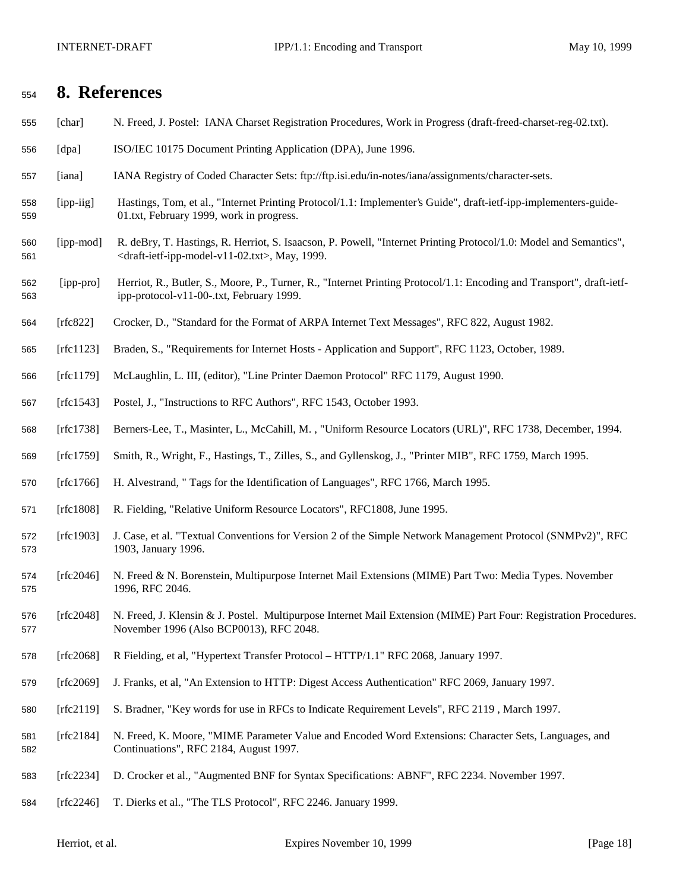# 8. References

[char] N. Freed, J. Postel: IANA Charset Registration Procedures, Work in Progress (draft-freed-charset-reg-02.txt).

[dpa] ISO/IEC 10175 Document Printing Application (DPA), June 1996.

[iana] IANA Registry of Coded Character Sets: ftp://ftp.isi.edu/in-notes/iana/assignments/character-sets.

[ipp-iig] Hastings, Tom, et al., "Internet Printing Protocol/1.1: Implementer's Guide", draft-ietf-ipp-implementers-guide-01.txt, February 1999, work in progress.

[ipp-mod] R. deBry, T. Hastings, R. Herriot, S. Isaacson, P. Powell, "Internet Printing Protocol/1.0: Model and Semantics", <draft-ietf-ipp-model-v11-02.txt>, May, 1999.

[ipp-pro] Herriot, R., Butler, S., Moore, P., Turner, R., "Internet Printing Protocol/1.1: Encoding and Transport", draft-ietf-ipp-protocol-v11-00-.txt, February 1999.

[rfc822] Crocker, D., "Standard for the Format of ARPA Internet Text Messages", RFC 822, August 1982.

[rfc1123] Braden, S., "Requirements for Internet Hosts - Application and Support", RFC 1123, October, 1989.

[rfc1179] McLaughlin, L. III, (editor), "Line Printer Daemon Protocol" RFC 1179, August 1990.

[rfc1543] Postel, J., "Instructions to RFC Authors", RFC 1543, October 1993.

[rfc1738] Berners-Lee, T., Masinter, L., McCahill, M. , "Uniform Resource Locators (URL)", RFC 1738, December, 1994.

[rfc1759] Smith, R., Wright, F., Hastings, T., Zilles, S., and Gyllenskog, J., "Printer MIB", RFC 1759, March 1995.

[rfc1766] H. Alvestrand, " Tags for the Identification of Languages", RFC 1766, March 1995.

[rfc1808] R. Fielding, "Relative Uniform Resource Locators", RFC1808, June 1995.

[rfc1903] J. Case, et al. "Textual Conventions for Version 2 of the Simple Network Management Protocol (SNMPv2)", RFC 1903, January 1996.

[rfc2046] N. Freed & N. Borenstein, Multipurpose Internet Mail Extensions (MIME) Part Two: Media Types. November 1996, RFC 2046.

[rfc2048] N. Freed, J. Klensin & J. Postel. Multipurpose Internet Mail Extension (MIME) Part Four: Registration Procedures. November 1996 (Also BCP0013), RFC 2048.

[rfc2068] R Fielding, et al, "Hypertext Transfer Protocol – HTTP/1.1" RFC 2068, January 1997.

[rfc2069] J. Franks, et al, "An Extension to HTTP: Digest Access Authentication" RFC 2069, January 1997.

[rfc2119] S. Bradner, "Key words for use in RFCs to Indicate Requirement Levels", RFC 2119 , March 1997.

[rfc2184] N. Freed, K. Moore, "MIME Parameter Value and Encoded Word Extensions: Character Sets, Languages, and Continuations", RFC 2184, August 1997.

[rfc2234] D. Crocker et al., "Augmented BNF for Syntax Specifications: ABNF", RFC 2234. November 1997.

[rfc2246] T. Dierks et al., "The TLS Protocol", RFC 2246. January 1999.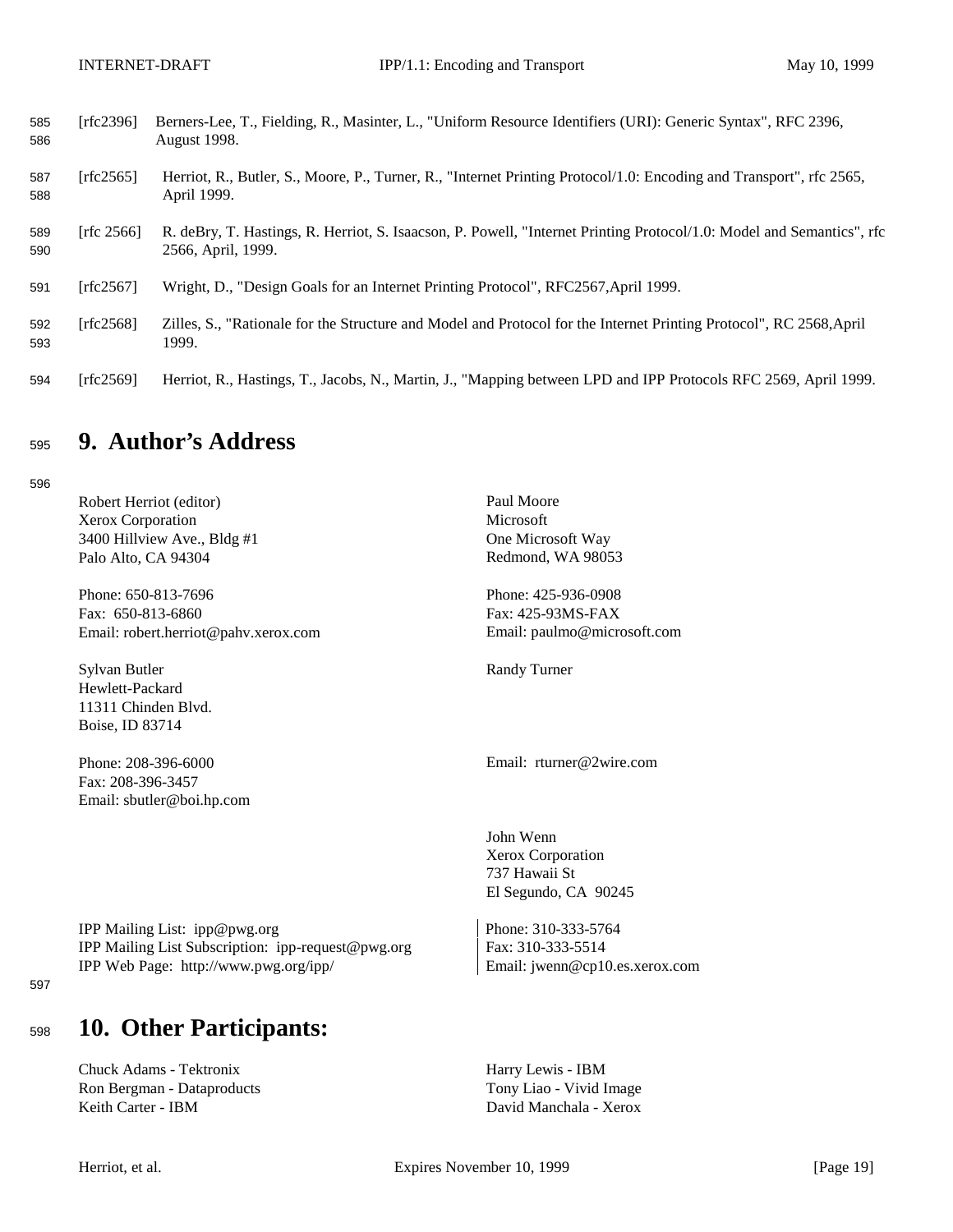[rfc2396] Berners-Lee, T., Fielding, R., Masinter, L., "Uniform Resource Identifiers (URI): Generic Syntax", RFC 2396, August 1998.

[rfc2565] Herriot, R., Butler, S., Moore, P., Turner, R., "Internet Printing Protocol/1.0: Encoding and Transport", rfc 2565, April 1999.

[rfc 2566] R. deBry, T. Hastings, R. Herriot, S. Isaacson, P. Powell, "Internet Printing Protocol/1.0: Model and Semantics", rfc 2566, April, 1999.

[rfc2567] Wright, D., "Design Goals for an Internet Printing Protocol", RFC2567,April 1999.

[rfc2568] Zilles, S., "Rationale for the Structure and Model and Protocol for the Internet Printing Protocol", RC 2568,April 1999.

[rfc2569] Herriot, R., Hastings, T., Jacobs, N., Martin, J., "Mapping between LPD and IPP Protocols RFC 2569, April 1999.

# 9. Author's Address

Robert Herriot (editor)
Xerox Corporation
3400 Hillview Ave., Bldg #1
Palo Alto, CA 94304

Phone: 650-813-7696
Fax: 650-813-6860
Email: robert.herriot@pahv.xerox.com

Paul Moore
Microsoft
One Microsoft Way
Redmond, WA 98053

Phone: 425-936-0908
Fax: 425-93MS-FAX
Email: paulmo@microsoft.com

Sylvan Butler
Hewlett-Packard
11311 Chinden Blvd.
Boise, ID 83714

Phone: 208-396-6000
Fax: 208-396-3457
Email: sbutler@boi.hp.com

Randy Turner

Email: rturner@2wire.com

John Wenn
Xerox Corporation
737 Hawaii St
El Segundo, CA 90245

Phone: 310-333-5764
Fax: 310-333-5514
Email: jwenn@cp10.es.xerox.com

IPP Mailing List: ipp@pwg.org
IPP Mailing List Subscription: ipp-request@pwg.org
IPP Web Page: http://www.pwg.org/ipp/

# 10. Other Participants:

Chuck Adams - Tektronix
Ron Bergman - Dataproducts
Keith Carter - IBM
Harry Lewis - IBM
Tony Liao - Vivid Image
David Manchala - Xerox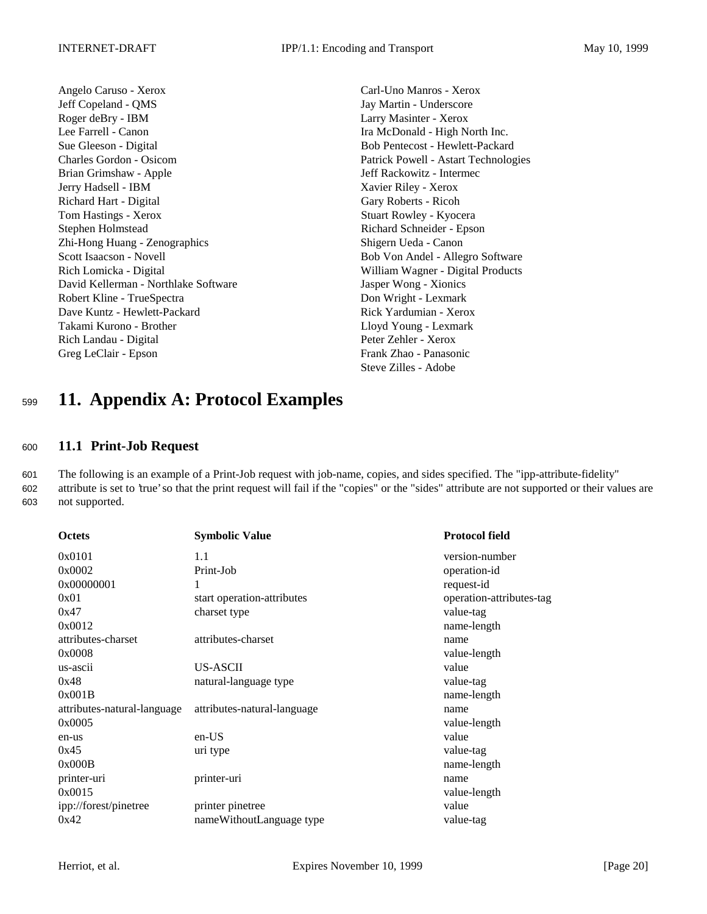Angelo Caruso - Xerox
Jeff Copeland - QMS
Roger deBry - IBM
Lee Farrell - Canon
Sue Gleeson - Digital
Charles Gordon - Osicom
Brian Grimshaw - Apple
Jerry Hadsell - IBM
Richard Hart - Digital
Tom Hastings - Xerox
Stephen Holmstead
Zhi-Hong Huang - Zenographics
Scott Isaacson - Novell
Rich Lomicka - Digital
David Kellerman - Northlake Software
Robert Kline - TrueSpectra
Dave Kuntz - Hewlett-Packard
Takami Kurono - Brother
Rich Landau - Digital
Greg LeClair - Epson
Carl-Uno Manros - Xerox
Jay Martin - Underscore
Larry Masinter - Xerox
Ira McDonald - High North Inc.
Bob Pentecost - Hewlett-Packard
Patrick Powell - Astart Technologies
Jeff Rackowitz - Intermec
Xavier Riley - Xerox
Gary Roberts - Ricoh
Stuart Rowley - Kyocera
Richard Schneider - Epson
Shigern Ueda - Canon
Bob Von Andel - Allegro Software
William Wagner - Digital Products
Jasper Wong - Xionics
Don Wright - Lexmark
Rick Yardumian - Xerox
Lloyd Young - Lexmark
Peter Zehler - Xerox
Frank Zhao - Panasonic
Steve Zilles - Adobe

# 11. Appendix A: Protocol Examples

## 11.1 Print-Job Request

The following is an example of a Print-Job request with job-name, copies, and sides specified. The "ipp-attribute-fidelity" attribute is set to 'true' so that the print request will fail if the "copies" or the "sides" attribute are not supported or their values are not supported.

| Octets | Symbolic Value | Protocol field |
|---|---|---|
| 0x0101 | 1.1 | version-number |
| 0x0002 | Print-Job | operation-id |
| 0x00000001 | 1 | request-id |
| 0x01 | start operation-attributes | operation-attributes-tag |
| 0x47 | charset type | value-tag |
| 0x0012 | | name-length |
| attributes-charset | attributes-charset | name |
| 0x0008 | | value-length |
| us-ascii | US-ASCII | value |
| 0x48 | natural-language type | value-tag |
| 0x001B | | name-length |
| attributes-natural-language | attributes-natural-language | name |
| 0x0005 | | value-length |
| en-us | en-US | value |
| 0x45 | uri type | value-tag |
| 0x000B | | name-length |
| printer-uri | printer-uri | name |
| 0x0015 | | value-length |
| ipp://forest/pinetree | printer pinetree | value |
| 0x42 | nameWithoutLanguage type | value-tag |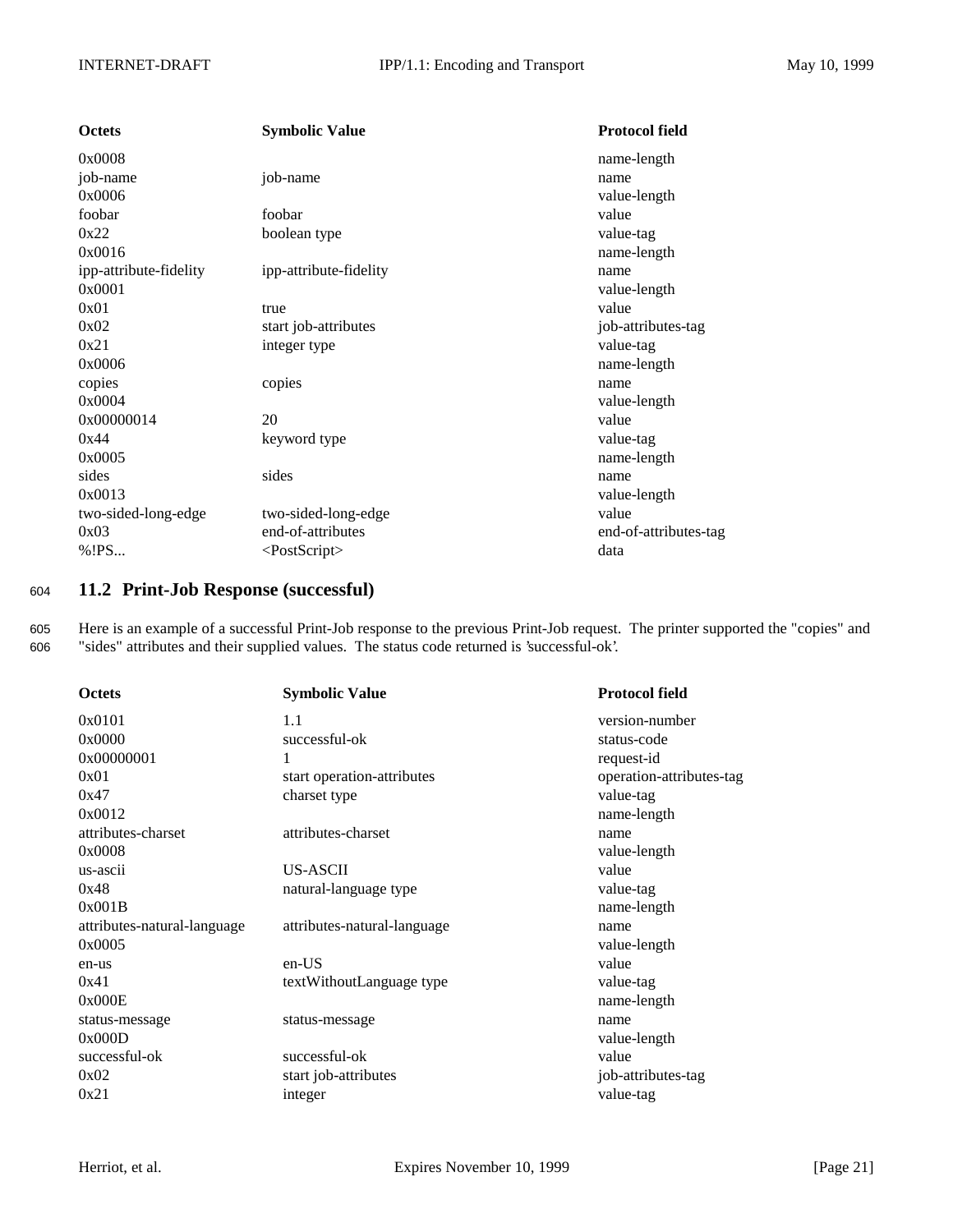| Octets | Symbolic Value | Protocol field |
|---|---|---|
| 0x0008 | | name-length |
| job-name | job-name | name |
| 0x0006 | | value-length |
| foobar | foobar | value |
| 0x22 | boolean type | value-tag |
| 0x0016 | | name-length |
| ipp-attribute-fidelity | ipp-attribute-fidelity | name |
| 0x0001 | | value-length |
| 0x01 | true | value |
| 0x02 | start job-attributes | job-attributes-tag |
| 0x21 | integer type | value-tag |
| 0x0006 | | name-length |
| copies | copies | name |
| 0x0004 | | value-length |
| 0x00000014 | 20 | value |
| 0x44 | keyword type | value-tag |
| 0x0005 | | name-length |
| sides | sides | name |
| 0x0013 | | value-length |
| two-sided-long-edge | two-sided-long-edge | value |
| 0x03 | end-of-attributes | end-of-attributes-tag |
| %!PS... | <PostScript> | data |

## 11.2 Print-Job Response (successful)

Here is an example of a successful Print-Job response to the previous Print-Job request. The printer supported the "copies" and "sides" attributes and their supplied values. The status code returned is 'successful-ok'.

| Octets | Symbolic Value | Protocol field |
|---|---|---|
| 0x0101 | 1.1 | version-number |
| 0x0000 | successful-ok | status-code |
| 0x00000001 | 1 | request-id |
| 0x01 | start operation-attributes | operation-attributes-tag |
| 0x47 | charset type | value-tag |
| 0x0012 | | name-length |
| attributes-charset | attributes-charset | name |
| 0x0008 | | value-length |
| us-ascii | US-ASCII | value |
| 0x48 | natural-language type | value-tag |
| 0x001B | | name-length |
| attributes-natural-language | attributes-natural-language | name |
| 0x0005 | | value-length |
| en-us | en-US | value |
| 0x41 | textWithoutLanguage type | value-tag |
| 0x000E | | name-length |
| status-message | status-message | name |
| 0x000D | | value-length |
| successful-ok | successful-ok | value |
| 0x02 | start job-attributes | job-attributes-tag |
| 0x21 | integer | value-tag |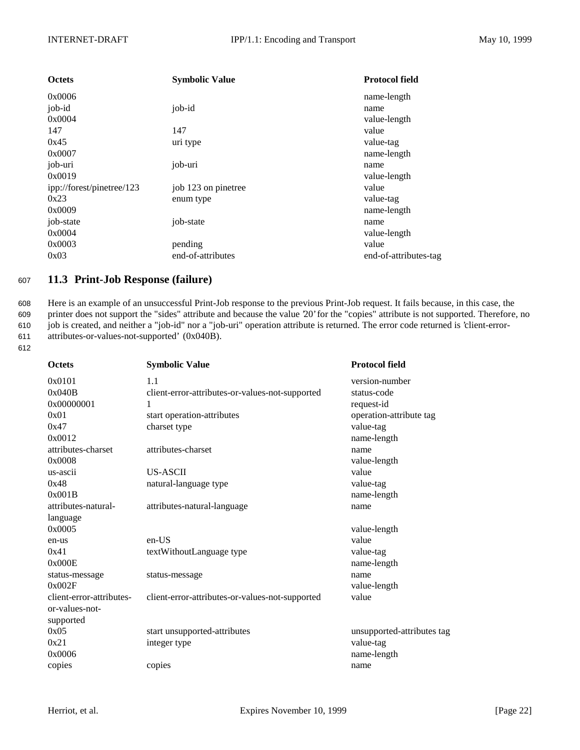| Octets | Symbolic Value | Protocol field |
|---|---|---|
| 0x0006 | | name-length |
| job-id | job-id | name |
| 0x0004 | | value-length |
| 147 | 147 | value |
| 0x45 | uri type | value-tag |
| 0x0007 | | name-length |
| job-uri | job-uri | name |
| 0x0019 | | value-length |
| ipp://forest/pinetree/123 | job 123 on pinetree | value |
| 0x23 | enum type | value-tag |
| 0x0009 | | name-length |
| job-state | job-state | name |
| 0x0004 | | value-length |
| 0x0003 | pending | value |
| 0x03 | end-of-attributes | end-of-attributes-tag |

## 11.3 Print-Job Response (failure)

Here is an example of an unsuccessful Print-Job response to the previous Print-Job request. It fails because, in this case, the printer does not support the "sides" attribute and because the value '20' for the "copies" attribute is not supported. Therefore, no job is created, and neither a "job-id" nor a "job-uri" operation attribute is returned. The error code returned is 'client-error-attributes-or-values-not-supported' (0x040B).

| Octets | Symbolic Value | Protocol field |
|---|---|---|
| 0x0101 | 1.1 | version-number |
| 0x040B | client-error-attributes-or-values-not-supported | status-code |
| 0x00000001 | 1 | request-id |
| 0x01 | start operation-attributes | operation-attribute tag |
| 0x47 | charset type | value-tag |
| 0x0012 | | name-length |
| attributes-charset | attributes-charset | name |
| 0x0008 | | value-length |
| us-ascii | US-ASCII | value |
| 0x48 | natural-language type | value-tag |
| 0x001B | | name-length |
| attributes-natural-language | attributes-natural-language | name |
| 0x0005 | | value-length |
| en-us | en-US | value |
| 0x41 | textWithoutLanguage type | value-tag |
| 0x000E | | name-length |
| status-message | status-message | name |
| 0x002F | | value-length |
| client-error-attributes-or-values-not-supported | client-error-attributes-or-values-not-supported | value |
| 0x05 | start unsupported-attributes | unsupported-attributes tag |
| 0x21 | integer type | value-tag |
| 0x0006 | | name-length |
| copies | copies | name |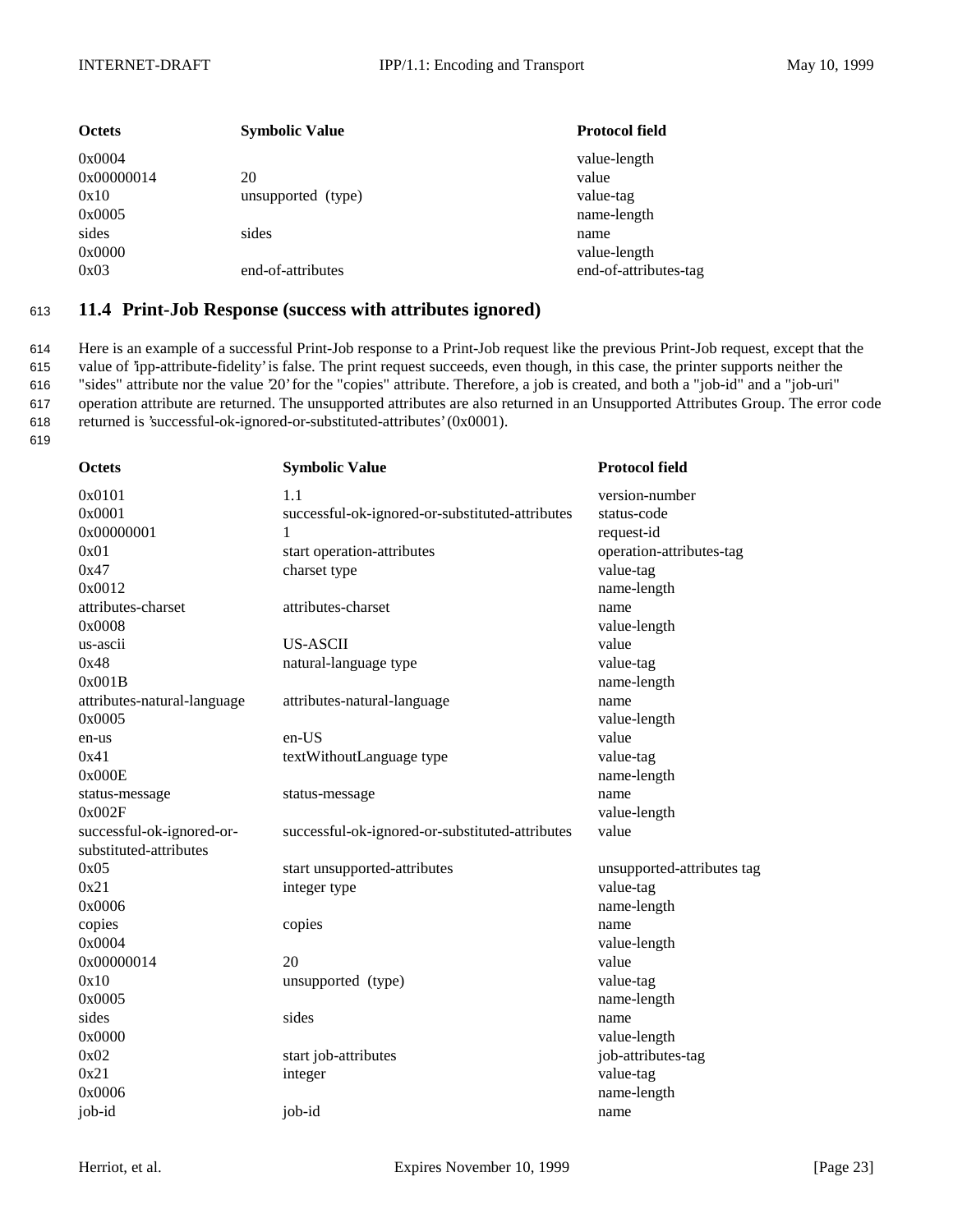| Octets | Symbolic Value | Protocol field |
|---|---|---|
| 0x0004 | | value-length |
| 0x00000014 | 20 | value |
| 0x10 | unsupported  (type) | value-tag |
| 0x0005 | | name-length |
| sides | sides | name |
| 0x0000 | | value-length |
| 0x03 | end-of-attributes | end-of-attributes-tag |

## 11.4 Print-Job Response (success with attributes ignored)

Here is an example of a successful Print-Job response to a Print-Job request like the previous Print-Job request, except that the value of 'ipp-attribute-fidelity' is false. The print request succeeds, even though, in this case, the printer supports neither the "sides" attribute nor the value '20' for the "copies" attribute. Therefore, a job is created, and both a "job-id" and a "job-uri" operation attribute are returned. The unsupported attributes are also returned in an Unsupported Attributes Group. The error code returned is 'successful-ok-ignored-or-substituted-attributes' (0x0001).

| Octets | Symbolic Value | Protocol field |
|---|---|---|
| 0x0101 | 1.1 | version-number |
| 0x0001 | successful-ok-ignored-or-substituted-attributes | status-code |
| 0x00000001 | 1 | request-id |
| 0x01 | start operation-attributes | operation-attributes-tag |
| 0x47 | charset type | value-tag |
| 0x0012 | | name-length |
| attributes-charset | attributes-charset | name |
| 0x0008 | | value-length |
| us-ascii | US-ASCII | value |
| 0x48 | natural-language type | value-tag |
| 0x001B | | name-length |
| attributes-natural-language | attributes-natural-language | name |
| 0x0005 | | value-length |
| en-us | en-US | value |
| 0x41 | textWithoutLanguage type | value-tag |
| 0x000E | | name-length |
| status-message | status-message | name |
| 0x002F | | value-length |
| successful-ok-ignored-or-substituted-attributes | successful-ok-ignored-or-substituted-attributes | value |
| 0x05 | start unsupported-attributes | unsupported-attributes tag |
| 0x21 | integer type | value-tag |
| 0x0006 | | name-length |
| copies | copies | name |
| 0x0004 | | value-length |
| 0x00000014 | 20 | value |
| 0x10 | unsupported  (type) | value-tag |
| 0x0005 | | name-length |
| sides | sides | name |
| 0x0000 | | value-length |
| 0x02 | start job-attributes | job-attributes-tag |
| 0x21 | integer | value-tag |
| 0x0006 | | name-length |
| job-id | job-id | name |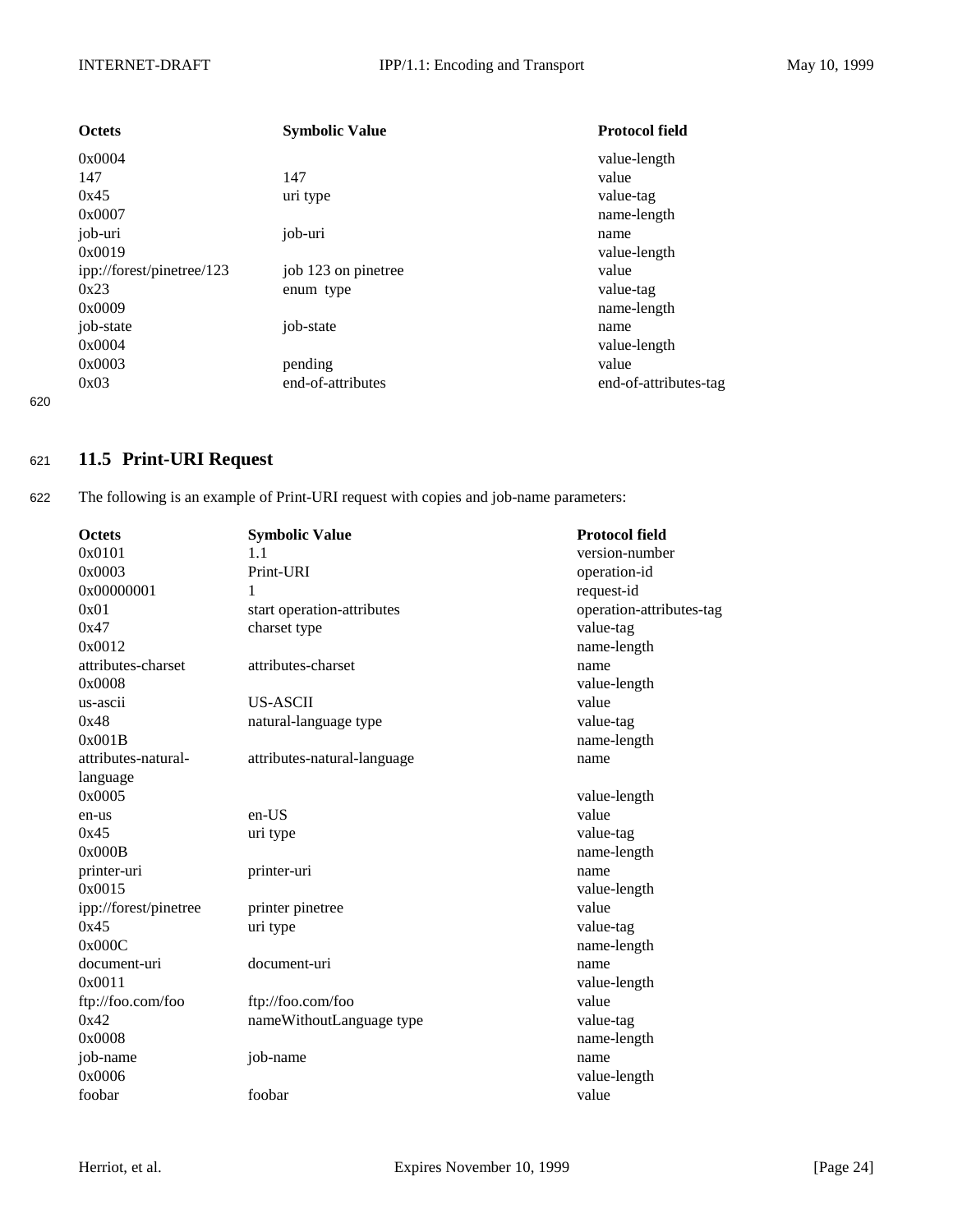| Octets | Symbolic Value | Protocol field |
|---|---|---|
| 0x0004 | | value-length |
| 147 | 147 | value |
| 0x45 | uri type | value-tag |
| 0x0007 | | name-length |
| job-uri | job-uri | name |
| 0x0019 | | value-length |
| ipp://forest/pinetree/123 | job 123 on pinetree | value |
| 0x23 | enum type | value-tag |
| 0x0009 | | name-length |
| job-state | job-state | name |
| 0x0004 | | value-length |
| 0x0003 | pending | value |
| 0x03 | end-of-attributes | end-of-attributes-tag |

## 11.5 Print-URI Request

The following is an example of Print-URI request with copies and job-name parameters:

| Octets | Symbolic Value | Protocol field |
|---|---|---|
| 0x0101 | 1.1 | version-number |
| 0x0003 | Print-URI | operation-id |
| 0x00000001 | 1 | request-id |
| 0x01 | start operation-attributes | operation-attributes-tag |
| 0x47 | charset type | value-tag |
| 0x0012 | | name-length |
| attributes-charset | attributes-charset | name |
| 0x0008 | | value-length |
| us-ascii | US-ASCII | value |
| 0x48 | natural-language type | value-tag |
| 0x001B | | name-length |
| attributes-natural-language | attributes-natural-language | name |
| 0x0005 | | value-length |
| en-us | en-US | value |
| 0x45 | uri type | value-tag |
| 0x000B | | name-length |
| printer-uri | printer-uri | name |
| 0x0015 | | value-length |
| ipp://forest/pinetree | printer pinetree | value |
| 0x45 | uri type | value-tag |
| 0x000C | | name-length |
| document-uri | document-uri | name |
| 0x0011 | | value-length |
| ftp://foo.com/foo | ftp://foo.com/foo | value |
| 0x42 | nameWithoutLanguage type | value-tag |
| 0x0008 | | name-length |
| job-name | job-name | name |
| 0x0006 | | value-length |
| foobar | foobar | value |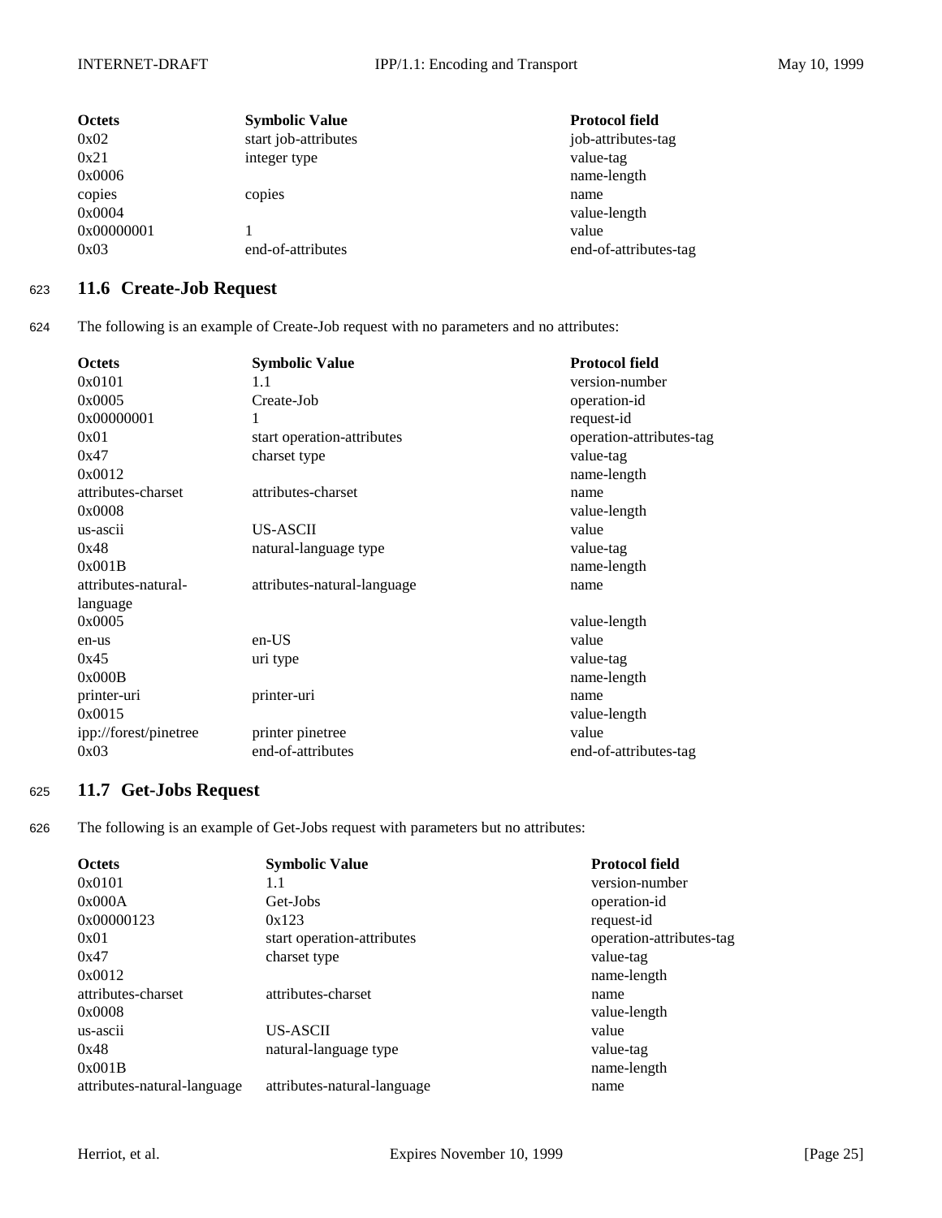| Octets | Symbolic Value | Protocol field |
| --- | --- | --- |
| 0x02 | start job-attributes | job-attributes-tag |
| 0x21 | integer type | value-tag |
| 0x0006 | | name-length |
| copies | copies | name |
| 0x0004 | | value-length |
| 0x00000001 | 1 | value |
| 0x03 | end-of-attributes | end-of-attributes-tag |

## 11.6 Create-Job Request

The following is an example of Create-Job request with no parameters and no attributes:

| Octets | Symbolic Value | Protocol field |
| --- | --- | --- |
| 0x0101 | 1.1 | version-number |
| 0x0005 | Create-Job | operation-id |
| 0x00000001 | 1 | request-id |
| 0x01 | start operation-attributes | operation-attributes-tag |
| 0x47 | charset type | value-tag |
| 0x0012 | | name-length |
| attributes-charset | attributes-charset | name |
| 0x0008 | | value-length |
| us-ascii | US-ASCII | value |
| 0x48 | natural-language type | value-tag |
| 0x001B | | name-length |
| attributes-natural-language | attributes-natural-language | name |
| 0x0005 | | value-length |
| en-us | en-US | value |
| 0x45 | uri type | value-tag |
| 0x000B | | name-length |
| printer-uri | printer-uri | name |
| 0x0015 | | value-length |
| ipp://forest/pinetree | printer pinetree | value |
| 0x03 | end-of-attributes | end-of-attributes-tag |

## 11.7 Get-Jobs Request

The following is an example of Get-Jobs request with parameters but no attributes:

| Octets | Symbolic Value | Protocol field |
| --- | --- | --- |
| 0x0101 | 1.1 | version-number |
| 0x000A | Get-Jobs | operation-id |
| 0x00000123 | 0x123 | request-id |
| 0x01 | start operation-attributes | operation-attributes-tag |
| 0x47 | charset type | value-tag |
| 0x0012 | | name-length |
| attributes-charset | attributes-charset | name |
| 0x0008 | | value-length |
| us-ascii | US-ASCII | value |
| 0x48 | natural-language type | value-tag |
| 0x001B | | name-length |
| attributes-natural-language | attributes-natural-language | name |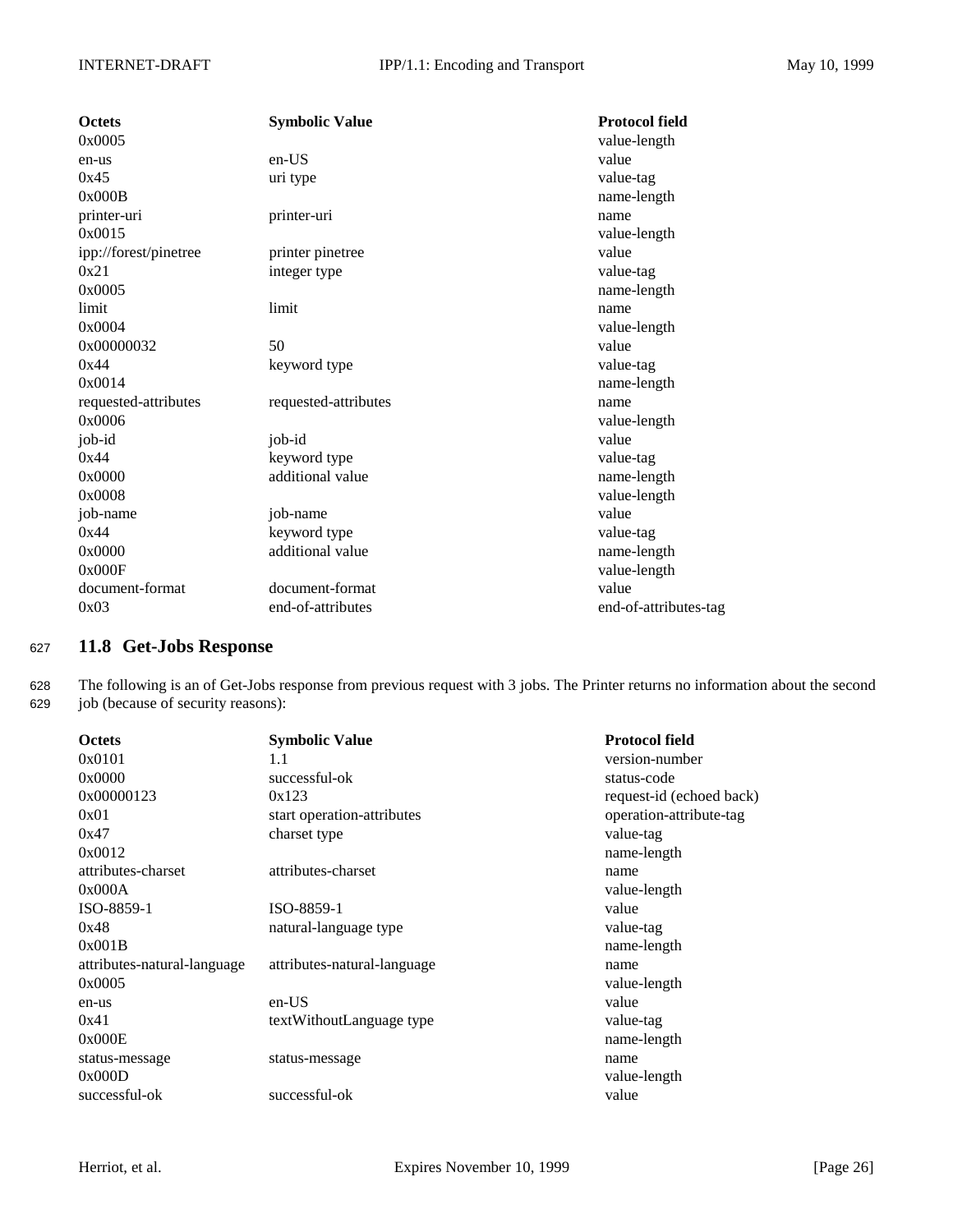| Octets | Symbolic Value | Protocol field |
|---|---|---|
| 0x0005 | | value-length |
| en-us | en-US | value |
| 0x45 | uri type | value-tag |
| 0x000B | | name-length |
| printer-uri | printer-uri | name |
| 0x0015 | | value-length |
| ipp://forest/pinetree | printer pinetree | value |
| 0x21 | integer type | value-tag |
| 0x0005 | | name-length |
| limit | limit | name |
| 0x0004 | | value-length |
| 0x00000032 | 50 | value |
| 0x44 | keyword type | value-tag |
| 0x0014 | | name-length |
| requested-attributes | requested-attributes | name |
| 0x0006 | | value-length |
| job-id | job-id | value |
| 0x44 | keyword type | value-tag |
| 0x0000 | additional value | name-length |
| 0x0008 | | value-length |
| job-name | job-name | value |
| 0x44 | keyword type | value-tag |
| 0x0000 | additional value | name-length |
| 0x000F | | value-length |
| document-format | document-format | value |
| 0x03 | end-of-attributes | end-of-attributes-tag |

## 11.8 Get-Jobs Response

The following is an of Get-Jobs response from previous request with 3 jobs. The Printer returns no information about the second job (because of security reasons):

| Octets | Symbolic Value | Protocol field |
|---|---|---|
| 0x0101 | 1.1 | version-number |
| 0x0000 | successful-ok | status-code |
| 0x00000123 | 0x123 | request-id (echoed back) |
| 0x01 | start operation-attributes | operation-attribute-tag |
| 0x47 | charset type | value-tag |
| 0x0012 | | name-length |
| attributes-charset | attributes-charset | name |
| 0x000A | | value-length |
| ISO-8859-1 | ISO-8859-1 | value |
| 0x48 | natural-language type | value-tag |
| 0x001B | | name-length |
| attributes-natural-language | attributes-natural-language | name |
| 0x0005 | | value-length |
| en-us | en-US | value |
| 0x41 | textWithoutLanguage type | value-tag |
| 0x000E | | name-length |
| status-message | status-message | name |
| 0x000D | | value-length |
| successful-ok | successful-ok | value |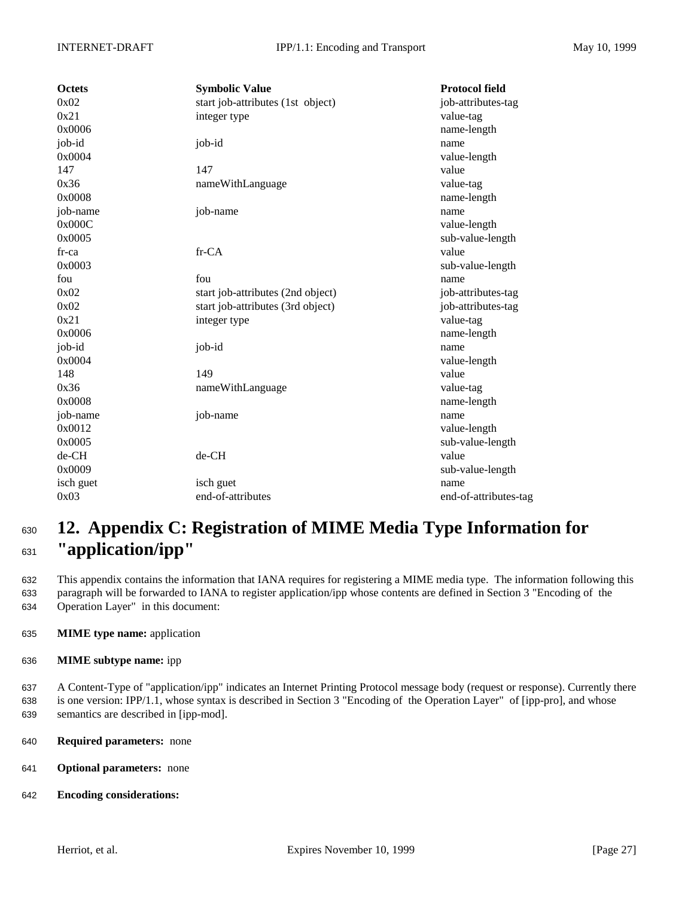| Octets | Symbolic Value | Protocol field |
| --- | --- | --- |
| 0x02 | start job-attributes (1st object) | job-attributes-tag |
| 0x21 | integer type | value-tag |
| 0x0006 | | name-length |
| job-id | job-id | name |
| 0x0004 | | value-length |
| 147 | 147 | value |
| 0x36 | nameWithLanguage | value-tag |
| 0x0008 | | name-length |
| job-name | job-name | name |
| 0x000C | | value-length |
| 0x0005 | | sub-value-length |
| fr-ca | fr-CA | value |
| 0x0003 | | sub-value-length |
| fou | fou | name |
| 0x02 | start job-attributes (2nd object) | job-attributes-tag |
| 0x02 | start job-attributes (3rd object) | job-attributes-tag |
| 0x21 | integer type | value-tag |
| 0x0006 | | name-length |
| job-id | job-id | name |
| 0x0004 | | value-length |
| 148 | 149 | value |
| 0x36 | nameWithLanguage | value-tag |
| 0x0008 | | name-length |
| job-name | job-name | name |
| 0x0012 | | value-length |
| 0x0005 | | sub-value-length |
| de-CH | de-CH | value |
| 0x0009 | | sub-value-length |
| isch guet | isch guet | name |
| 0x03 | end-of-attributes | end-of-attributes-tag |

# 12. Appendix C: Registration of MIME Media Type Information for "application/ipp"

This appendix contains the information that IANA requires for registering a MIME media type. The information following this paragraph will be forwarded to IANA to register application/ipp whose contents are defined in Section 3 "Encoding of the Operation Layer" in this document:

**MIME type name:** application

**MIME subtype name:** ipp

A Content-Type of "application/ipp" indicates an Internet Printing Protocol message body (request or response). Currently there is one version: IPP/1.1, whose syntax is described in Section 3 "Encoding of the Operation Layer" of [ipp-pro], and whose semantics are described in [ipp-mod].

**Required parameters:** none

**Optional parameters:** none

**Encoding considerations:**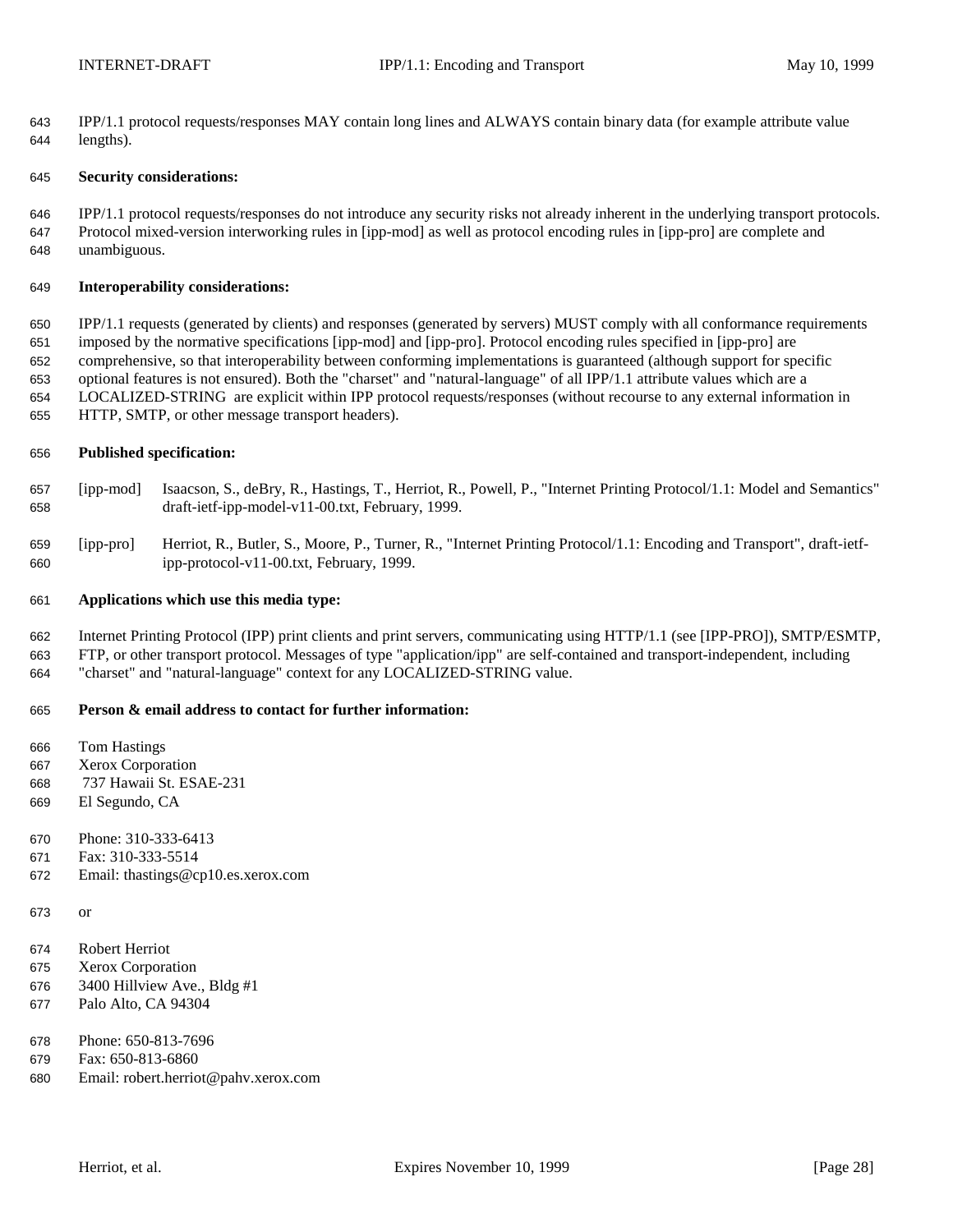IPP/1.1 protocol requests/responses MAY contain long lines and ALWAYS contain binary data (for example attribute value lengths).

**Security considerations:**

IPP/1.1 protocol requests/responses do not introduce any security risks not already inherent in the underlying transport protocols. Protocol mixed-version interworking rules in [ipp-mod] as well as protocol encoding rules in [ipp-pro] are complete and unambiguous.

**Interoperability considerations:**

IPP/1.1 requests (generated by clients) and responses (generated by servers) MUST comply with all conformance requirements imposed by the normative specifications [ipp-mod] and [ipp-pro]. Protocol encoding rules specified in [ipp-pro] are comprehensive, so that interoperability between conforming implementations is guaranteed (although support for specific optional features is not ensured). Both the "charset" and "natural-language" of all IPP/1.1 attribute values which are a LOCALIZED-STRING are explicit within IPP protocol requests/responses (without recourse to any external information in HTTP, SMTP, or other message transport headers).

**Published specification:**

[ipp-mod] Isaacson, S., deBry, R., Hastings, T., Herriot, R., Powell, P., "Internet Printing Protocol/1.1: Model and Semantics" draft-ietf-ipp-model-v11-00.txt, February, 1999.

[ipp-pro] Herriot, R., Butler, S., Moore, P., Turner, R., "Internet Printing Protocol/1.1: Encoding and Transport", draft-ietf-ipp-protocol-v11-00.txt, February, 1999.

**Applications which use this media type:**

Internet Printing Protocol (IPP) print clients and print servers, communicating using HTTP/1.1 (see [IPP-PRO]), SMTP/ESMTP, FTP, or other transport protocol. Messages of type "application/ipp" are self-contained and transport-independent, including "charset" and "natural-language" context for any LOCALIZED-STRING value.

**Person & email address to contact for further information:**

Tom Hastings
Xerox Corporation
737 Hawaii St. ESAE-231
El Segundo, CA

Phone: 310-333-6413
Fax: 310-333-5514
Email: thastings@cp10.es.xerox.com

or

Robert Herriot
Xerox Corporation
3400 Hillview Ave., Bldg #1
Palo Alto, CA 94304

Phone: 650-813-7696
Fax: 650-813-6860
Email: robert.herriot@pahv.xerox.com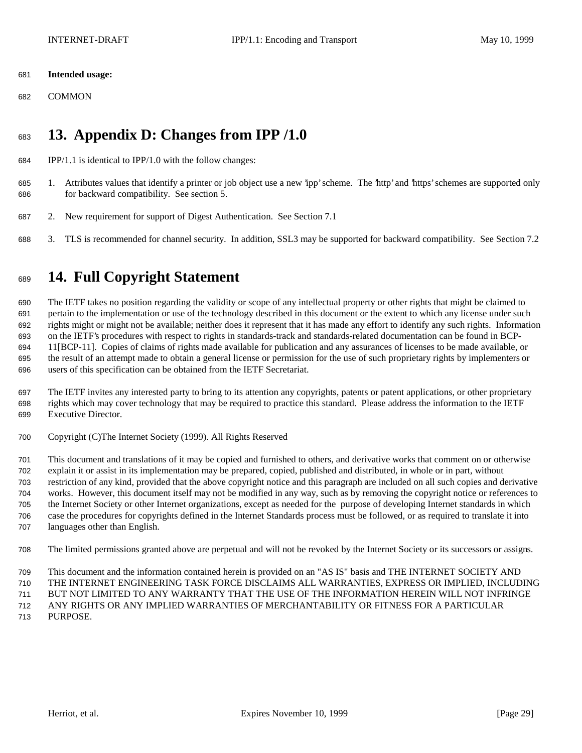**Intended usage:**

COMMON

# 13. Appendix D: Changes from IPP /1.0

IPP/1.1 is identical to IPP/1.0 with the follow changes:

1. Attributes values that identify a printer or job object use a new 'ipp' scheme. The 'http' and 'https' schemes are supported only for backward compatibility. See section 5.

2. New requirement for support of Digest Authentication. See Section 7.1

3. TLS is recommended for channel security. In addition, SSL3 may be supported for backward compatibility. See Section 7.2

# 14. Full Copyright Statement

The IETF takes no position regarding the validity or scope of any intellectual property or other rights that might be claimed to pertain to the implementation or use of the technology described in this document or the extent to which any license under such rights might or might not be available; neither does it represent that it has made any effort to identify any such rights. Information on the IETF's procedures with respect to rights in standards-track and standards-related documentation can be found in BCP-11[BCP-11]. Copies of claims of rights made available for publication and any assurances of licenses to be made available, or the result of an attempt made to obtain a general license or permission for the use of such proprietary rights by implementers or users of this specification can be obtained from the IETF Secretariat.

The IETF invites any interested party to bring to its attention any copyrights, patents or patent applications, or other proprietary rights which may cover technology that may be required to practice this standard. Please address the information to the IETF Executive Director.

Copyright (C)The Internet Society (1999). All Rights Reserved

This document and translations of it may be copied and furnished to others, and derivative works that comment on or otherwise explain it or assist in its implementation may be prepared, copied, published and distributed, in whole or in part, without restriction of any kind, provided that the above copyright notice and this paragraph are included on all such copies and derivative works. However, this document itself may not be modified in any way, such as by removing the copyright notice or references to the Internet Society or other Internet organizations, except as needed for the purpose of developing Internet standards in which case the procedures for copyrights defined in the Internet Standards process must be followed, or as required to translate it into languages other than English.

The limited permissions granted above are perpetual and will not be revoked by the Internet Society or its successors or assigns.

This document and the information contained herein is provided on an "AS IS" basis and THE INTERNET SOCIETY AND THE INTERNET ENGINEERING TASK FORCE DISCLAIMS ALL WARRANTIES, EXPRESS OR IMPLIED, INCLUDING BUT NOT LIMITED TO ANY WARRANTY THAT THE USE OF THE INFORMATION HEREIN WILL NOT INFRINGE ANY RIGHTS OR ANY IMPLIED WARRANTIES OF MERCHANTABILITY OR FITNESS FOR A PARTICULAR PURPOSE.